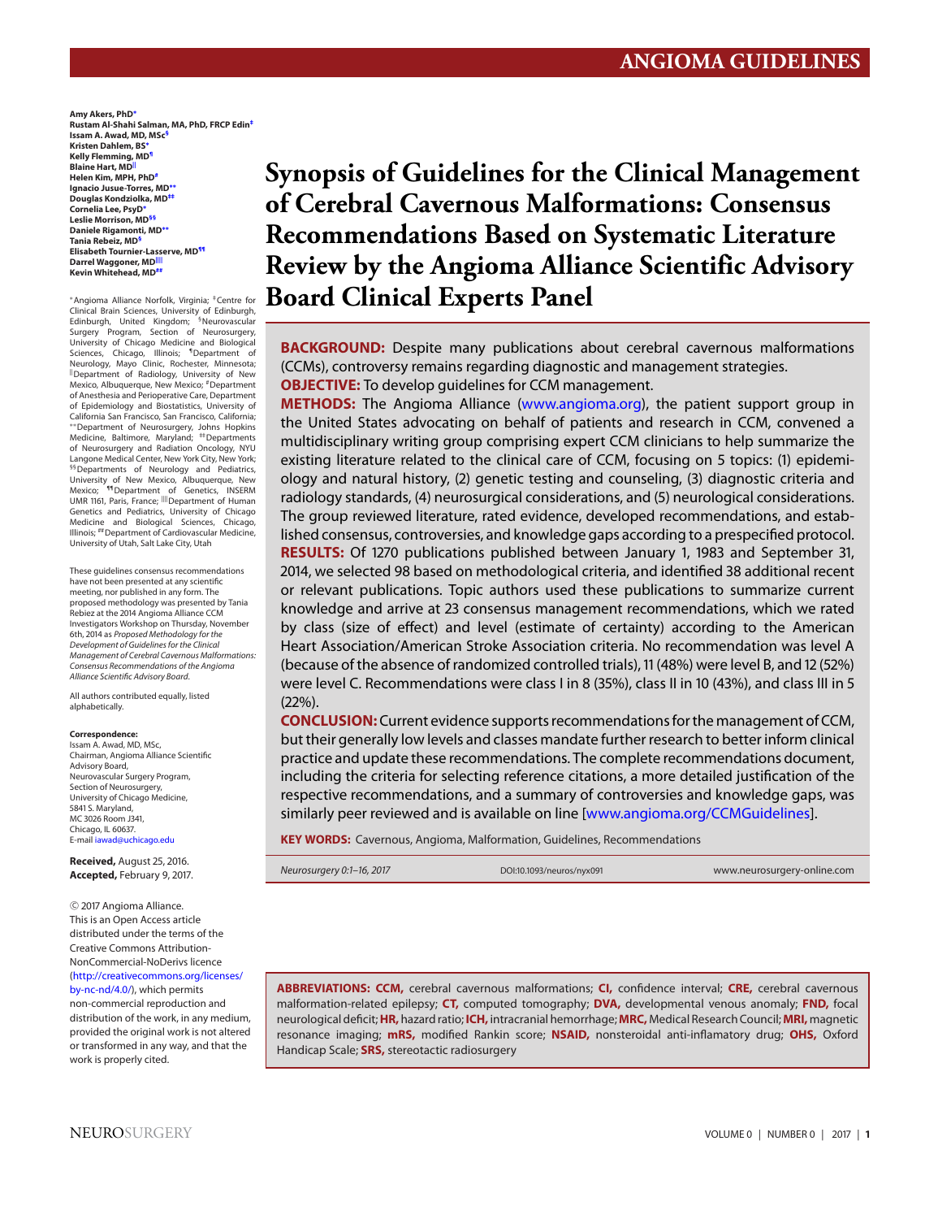# Synopsis of Guidelines for the Clinical Management of Cerebral Cavernous Malformations: Consensus Recommendations Based on Systematic Literature Review by the Angioma Alliance Scientific Advisory Board Clinical Experts Panel

**Amy Akers, PhD**[*]
**Rustam Al-Shahi Salman, MA, PhD, FRCP Edin**[‡]
**Issam A. Awad, MD, MSc**[§]
**Kristen Dahlem, BS**[*]
**Kelly Flemming, MD**[¶]
**Blaine Hart, MD**[||]
**Helen Kim, MPH, PhD**[#]
**Ignacio Jusue-Torres, MD**[**]
**Douglas Kondziolka, MD**[‡‡]
**Cornelia Lee, PsyD**[*]
**Leslie Morrison, MD**[§§]
**Daniele Rigamonti, MD**[**]
**Tania Rebeiz, MD**[§]
**Elisabeth Tournier-Lasserve, MD**[¶¶]
**Darrel Waggoner, MD**[||||]
**Kevin Whitehead, MD**[##]

[*]Angioma Alliance Norfolk, Virginia; [‡]Centre for Clinical Brain Sciences, University of Edinburgh, Edinburgh, United Kingdom; [§]Neurovascular Surgery Program, Section of Neurosurgery, University of Chicago Medicine and Biological Sciences, Chicago, Illinois; [¶]Department of Neurology, Mayo Clinic, Rochester, Minnesota; [||]Department of Radiology, University of New Mexico, Albuquerque, New Mexico; [#]Department of Anesthesia and Perioperative Care, Department of Epidemiology and Biostatistics, University of California San Francisco, San Francisco, California; [**]Department of Neurosurgery, Johns Hopkins Medicine, Baltimore, Maryland; [‡‡]Departments of Neurosurgery and Radiation Oncology, NYU Langone Medical Center, New York City, New York; [§§]Departments of Neurology and Pediatrics, University of New Mexico, Albuquerque, New Mexico; [¶¶]Department of Genetics, INSERM UMR 1161, Paris, France; [||||]Department of Human Genetics and Pediatrics, University of Chicago Medicine and Biological Sciences, Chicago, Illinois; [##]Department of Cardiovascular Medicine, University of Utah, Salt Lake City, Utah

These guidelines consensus recommendations have not been presented at any scientific meeting, nor published in any form. The proposed methodology was presented by Tania Rebiez at the 2014 Angioma Alliance CCM Investigators Workshop on Thursday, November 6th, 2014 as *Proposed Methodology for the Development of Guidelines for the Clinical Management of Cerebral Cavernous Malformations: Consensus Recommendations of the Angioma Alliance Scientific Advisory Board.*

All authors contributed equally, listed alphabetically.

**Correspondence:**
Issam A. Awad, MD, MSc,
Chairman, Angioma Alliance Scientific Advisory Board,
Neurovascular Surgery Program,
Section of Neurosurgery,
University of Chicago Medicine,
5841 S. Maryland,
MC 3026 Room J341,
Chicago, IL 60637.
E-mail iawad@uchicago.edu

**Received,** August 25, 2016.
**Accepted,** February 9, 2017.

© 2017 Angioma Alliance.
This is an Open Access article distributed under the terms of the Creative Commons Attribution-NonCommercial-NoDerivs licence (http://creativecommons.org/licenses/by-nc-nd/4.0/), which permits non-commercial reproduction and distribution of the work, in any medium, provided the original work is not altered or transformed in any way, and that the work is properly cited.

**BACKGROUND:** Despite many publications about cerebral cavernous malformations (CCMs), controversy remains regarding diagnostic and management strategies.

**OBJECTIVE:** To develop guidelines for CCM management.

**METHODS:** The Angioma Alliance (www.angioma.org), the patient support group in the United States advocating on behalf of patients and research in CCM, convened a multidisciplinary writing group comprising expert CCM clinicians to help summarize the existing literature related to the clinical care of CCM, focusing on 5 topics: (1) epidemiology and natural history, (2) genetic testing and counseling, (3) diagnostic criteria and radiology standards, (4) neurosurgical considerations, and (5) neurological considerations. The group reviewed literature, rated evidence, developed recommendations, and established consensus, controversies, and knowledge gaps according to a prespecified protocol.

**RESULTS:** Of 1270 publications published between January 1, 1983 and September 31, 2014, we selected 98 based on methodological criteria, and identified 38 additional recent or relevant publications. Topic authors used these publications to summarize current knowledge and arrive at 23 consensus management recommendations, which we rated by class (size of effect) and level (estimate of certainty) according to the American Heart Association/American Stroke Association criteria. No recommendation was level A (because of the absence of randomized controlled trials), 11 (48%) were level B, and 12 (52%) were level C. Recommendations were class I in 8 (35%), class II in 10 (43%), and class III in 5 (22%).

**CONCLUSION:** Current evidence supports recommendations for the management of CCM, but their generally low levels and classes mandate further research to better inform clinical practice and update these recommendations. The complete recommendations document, including the criteria for selecting reference citations, a more detailed justification of the respective recommendations, and a summary of controversies and knowledge gaps, was similarly peer reviewed and is available on line [www.angioma.org/CCMGuidelines].

**KEY WORDS:** Cavernous, Angioma, Malformation, Guidelines, Recommendations

*Neurosurgery 0:1–16, 2017* DOI:10.1093/neuros/nyx091 www.neurosurgery-online.com

**ABBREVIATIONS: CCM,** cerebral cavernous malformations; **CI,** confidence interval; **CRE,** cerebral cavernous malformation-related epilepsy; **CT,** computed tomography; **DVA,** developmental venous anomaly; **FND,** focal neurological deficit; **HR,** hazard ratio; **ICH,** intracranial hemorrhage; **MRC,** Medical Research Council; **MRI,** magnetic resonance imaging; **mRS,** modified Rankin score; **NSAID,** nonsteroidal anti-inflamatory drug; **OHS,** Oxford Handicap Scale; **SRS,** stereotactic radiosurgery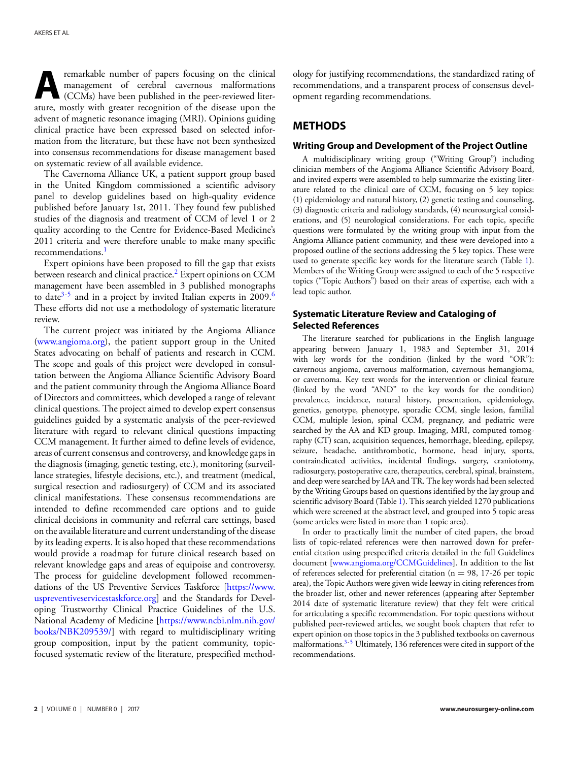A remarkable number of papers focusing on the clinical management of cerebral cavernous malformations (CCMs) have been published in the peer-reviewed literature, mostly with greater recognition of the disease upon the advent of magnetic resonance imaging (MRI). Opinions guiding clinical practice have been expressed based on selected information from the literature, but these have not been synthesized into consensus recommendations for disease management based on systematic review of all available evidence.

The Cavernoma Alliance UK, a patient support group based in the United Kingdom commissioned a scientific advisory panel to develop guidelines based on high-quality evidence published before January 1st, 2011. They found few published studies of the diagnosis and treatment of CCM of level 1 or 2 quality according to the Centre for Evidence-Based Medicine's 2011 criteria and were therefore unable to make many specific recommendations.[1]

Expert opinions have been proposed to fill the gap that exists between research and clinical practice.[2] Expert opinions on CCM management have been assembled in 3 published monographs to date[3-5] and in a project by invited Italian experts in 2009.[6] These efforts did not use a methodology of systematic literature review.

The current project was initiated by the Angioma Alliance (www.angioma.org), the patient support group in the United States advocating on behalf of patients and research in CCM. The scope and goals of this project were developed in consultation between the Angioma Alliance Scientific Advisory Board and the patient community through the Angioma Alliance Board of Directors and committees, which developed a range of relevant clinical questions. The project aimed to develop expert consensus guidelines guided by a systematic analysis of the peer-reviewed literature with regard to relevant clinical questions impacting CCM management. It further aimed to define levels of evidence, areas of current consensus and controversy, and knowledge gaps in the diagnosis (imaging, genetic testing, etc.), monitoring (surveillance strategies, lifestyle decisions, etc.), and treatment (medical, surgical resection and radiosurgery) of CCM and its associated clinical manifestations. These consensus recommendations are intended to define recommended care options and to guide clinical decisions in community and referral care settings, based on the available literature and current understanding of the disease by its leading experts. It is also hoped that these recommendations would provide a roadmap for future clinical research based on relevant knowledge gaps and areas of equipoise and controversy. The process for guideline development followed recommendations of the US Preventive Services Taskforce [https://www.uspreventiveservicestaskforce.org] and the Standards for Developing Trustworthy Clinical Practice Guidelines of the U.S. National Academy of Medicine [https://www.ncbi.nlm.nih.gov/books/NBK209539/] with regard to multidisciplinary writing group composition, input by the patient community, topic-focused systematic review of the literature, prespecified methodology for justifying recommendations, the standardized rating of recommendations, and a transparent process of consensus development regarding recommendations.

## METHODS

### Writing Group and Development of the Project Outline

A multidisciplinary writing group ("Writing Group") including clinician members of the Angioma Alliance Scientific Advisory Board, and invited experts were assembled to help summarize the existing literature related to the clinical care of CCM, focusing on 5 key topics: (1) epidemiology and natural history, (2) genetic testing and counseling, (3) diagnostic criteria and radiology standards, (4) neurosurgical considerations, and (5) neurological considerations. For each topic, specific questions were formulated by the writing group with input from the Angioma Alliance patient community, and these were developed into a proposed outline of the sections addressing the 5 key topics. These were used to generate specific key words for the literature search (Table 1). Members of the Writing Group were assigned to each of the 5 respective topics ("Topic Authors") based on their areas of expertise, each with a lead topic author.

### Systematic Literature Review and Cataloging of Selected References

The literature searched for publications in the English language appearing between January 1, 1983 and September 31, 2014 with key words for the condition (linked by the word "OR"): cavernous angioma, cavernous malformation, cavernous hemangioma, or cavernoma. Key text words for the intervention or clinical feature (linked by the word "AND" to the key words for the condition) prevalence, incidence, natural history, presentation, epidemiology, genetics, genotype, phenotype, sporadic CCM, single lesion, familial CCM, multiple lesion, spinal CCM, pregnancy, and pediatric were searched by the AA and KD group. Imaging, MRI, computed tomography (CT) scan, acquisition sequences, hemorrhage, bleeding, epilepsy, seizure, headache, antithrombotic, hormone, head injury, sports, contraindicated activities, incidental findings, surgery, craniotomy, radiosurgery, postoperative care, therapeutics, cerebral, spinal, brainstem, and deep were searched by IAA and TR. The key words had been selected by the Writing Groups based on questions identified by the lay group and scientific advisory Board (Table 1). This search yielded 1270 publications which were screened at the abstract level, and grouped into 5 topic areas (some articles were listed in more than 1 topic area).

In order to practically limit the number of cited papers, the broad lists of topic-related references were then narrowed down for preferential citation using prespecified criteria detailed in the full Guidelines document [www.angioma.org/CCMGuidelines]. In addition to the list of references selected for preferential citation ($n = 98$, 17-26 per topic area), the Topic Authors were given wide leeway in citing references from the broader list, other and newer references (appearing after September 2014 date of systematic literature review) that they felt were critical for articulating a specific recommendation. For topic questions without published peer-reviewed articles, we sought book chapters that refer to expert opinion on those topics in the 3 published textbooks on cavernous malformations.[3-5] Ultimately, 136 references were cited in support of the recommendations.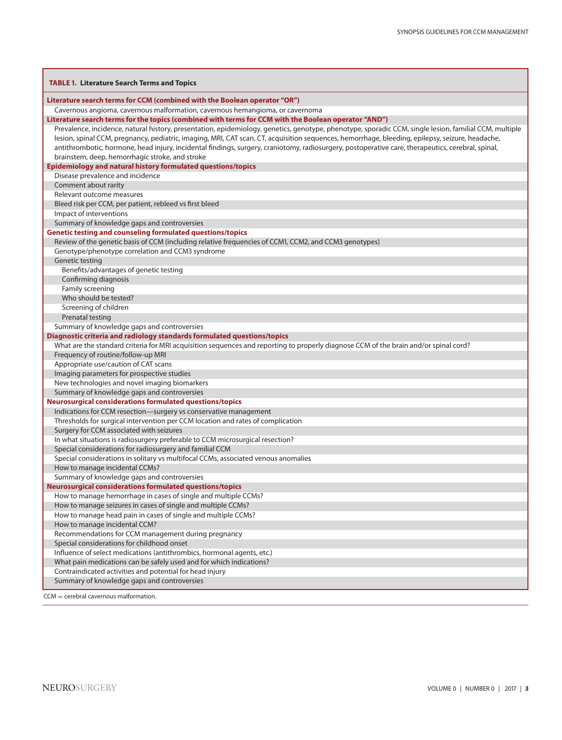**TABLE 1. Literature Search Terms and Topics**

| |
|---|
| **Literature search terms for CCM (combined with the Boolean operator "OR")** |
| Cavernous angioma, cavernous malformation, cavernous hemangioma, or cavernoma |
| **Literature search terms for the topics (combined with terms for CCM with the Boolean operator "AND")** |
| Prevalence, incidence, natural history, presentation, epidemiology, genetics, genotype, phenotype, sporadic CCM, single lesion, familial CCM, multiple lesion, spinal CCM, pregnancy, pediatric, imaging, MRI, CAT scan, CT, acquisition sequences, hemorrhage, bleeding, epilepsy, seizure, headache, antithrombotic, hormone, head injury, incidental findings, surgery, craniotomy, radiosurgery, postoperative care, therapeutics, cerebral, spinal, brainstem, deep, hemorrhagic stroke, and stroke |
| **Epidemiology and natural history formulated questions/topics** |
| Disease prevalence and incidence |
| Comment about rarity |
| Relevant outcome measures |
| Bleed risk per CCM, per patient, rebleed vs first bleed |
| Impact of interventions |
| Summary of knowledge gaps and controversies |
| **Genetic testing and counseling formulated questions/topics** |
| Review of the genetic basis of CCM (including relative frequencies of CCM1, CCM2, and CCM3 genotypes) |
| Genotype/phenotype correlation and CCM3 syndrome |
| Genetic testing |
| &nbsp;&nbsp;&nbsp;&nbsp;Benefits/advantages of genetic testing |
| &nbsp;&nbsp;&nbsp;&nbsp;Confirming diagnosis |
| &nbsp;&nbsp;&nbsp;&nbsp;Family screening |
| &nbsp;&nbsp;&nbsp;&nbsp;Who should be tested? |
| &nbsp;&nbsp;&nbsp;&nbsp;Screening of children |
| &nbsp;&nbsp;&nbsp;&nbsp;Prenatal testing |
| Summary of knowledge gaps and controversies |
| **Diagnostic criteria and radiology standards formulated questions/topics** |
| What are the standard criteria for MRI acquisition sequences and reporting to properly diagnose CCM of the brain and/or spinal cord? |
| Frequency of routine/follow-up MRI |
| Appropriate use/caution of CAT scans |
| Imaging parameters for prospective studies |
| New technologies and novel imaging biomarkers |
| Summary of knowledge gaps and controversies |
| **Neurosurgical considerations formulated questions/topics** |
| Indications for CCM resection—surgery vs conservative management |
| Thresholds for surgical intervention per CCM location and rates of complication |
| Surgery for CCM associated with seizures |
| In what situations is radiosurgery preferable to CCM microsurgical resection? |
| Special considerations for radiosurgery and familial CCM |
| Special considerations in solitary vs multifocal CCMs, associated venous anomalies |
| How to manage incidental CCMs? |
| Summary of knowledge gaps and controversies |
| **Neurosurgical considerations formulated questions/topics** |
| How to manage hemorrhage in cases of single and multiple CCMs? |
| How to manage seizures in cases of single and multiple CCMs? |
| How to manage head pain in cases of single and multiple CCMs? |
| How to manage incidental CCM? |
| Recommendations for CCM management during pregnancy |
| Special considerations for childhood onset |
| Influence of select medications (antithrombics, hormonal agents, etc.) |
| What pain medications can be safely used and for which indications? |
| Contraindicated activities and potential for head injury |
| Summary of knowledge gaps and controversies |

CCM = cerebral cavernous malformation.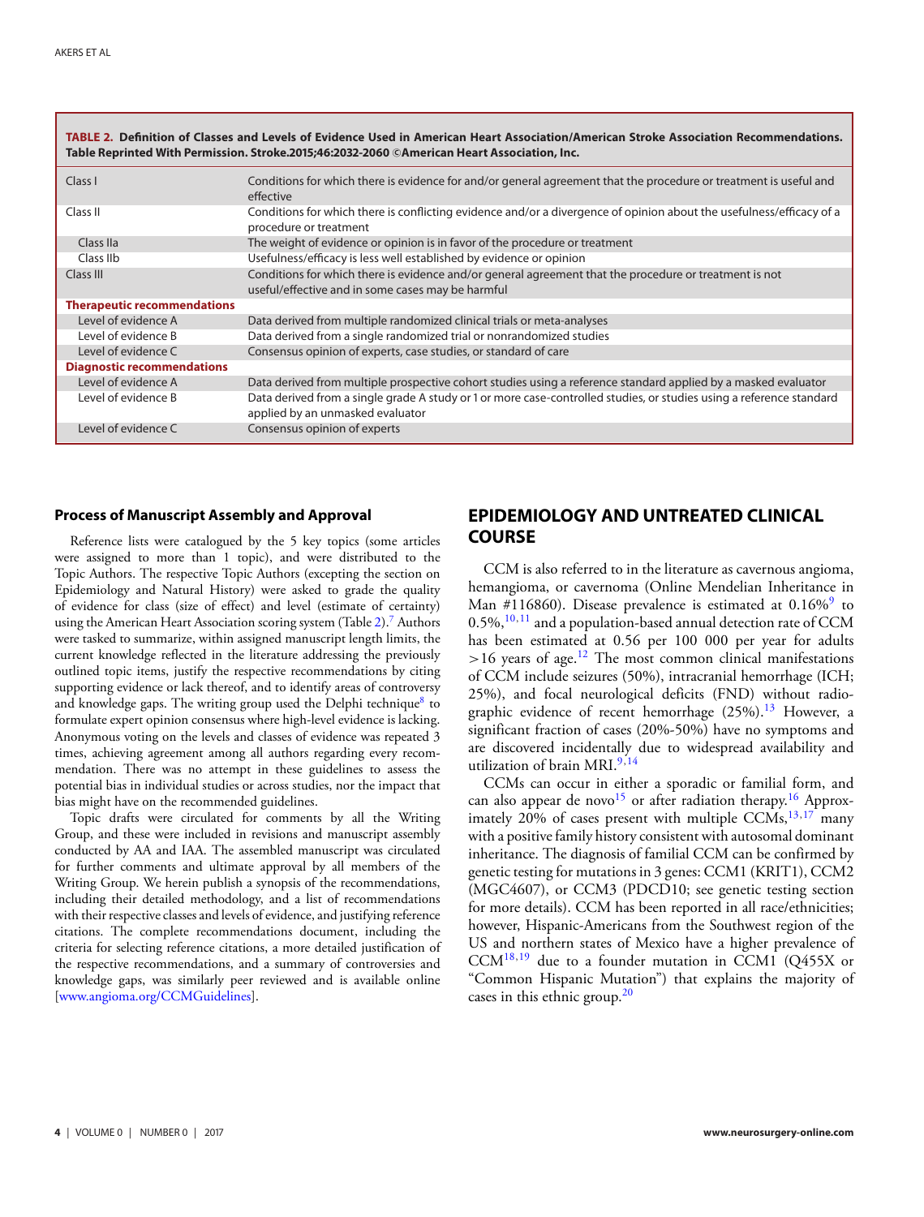**TABLE 2. Definition of Classes and Levels of Evidence Used in American Heart Association/American Stroke Association Recommendations. Table Reprinted With Permission. Stroke.2015;46:2032-2060 ©American Heart Association, Inc.**

| | |
|---|---|
| Class I | Conditions for which there is evidence for and/or general agreement that the procedure or treatment is useful and effective |
| Class II | Conditions for which there is conflicting evidence and/or a divergence of opinion about the usefulness/efficacy of a procedure or treatment |
| Class IIa | The weight of evidence or opinion is in favor of the procedure or treatment |
| Class IIb | Usefulness/efficacy is less well established by evidence or opinion |
| Class III | Conditions for which there is evidence and/or general agreement that the procedure or treatment is not useful/effective and in some cases may be harmful |
| **Therapeutic recommendations** | |
| Level of evidence A | Data derived from multiple randomized clinical trials or meta-analyses |
| Level of evidence B | Data derived from a single randomized trial or nonrandomized studies |
| Level of evidence C | Consensus opinion of experts, case studies, or standard of care |
| **Diagnostic recommendations** | |
| Level of evidence A | Data derived from multiple prospective cohort studies using a reference standard applied by a masked evaluator |
| Level of evidence B | Data derived from a single grade A study or 1 or more case-controlled studies, or studies using a reference standard applied by an unmasked evaluator |
| Level of evidence C | Consensus opinion of experts |

### Process of Manuscript Assembly and Approval

Reference lists were catalogued by the 5 key topics (some articles were assigned to more than 1 topic), and were distributed to the Topic Authors. The respective Topic Authors (excepting the section on Epidemiology and Natural History) were asked to grade the quality of evidence for class (size of effect) and level (estimate of certainty) using the American Heart Association scoring system (Table 2).[7] Authors were tasked to summarize, within assigned manuscript length limits, the current knowledge reflected in the literature addressing the previously outlined topic items, justify the respective recommendations by citing supporting evidence or lack thereof, and to identify areas of controversy and knowledge gaps. The writing group used the Delphi technique[8] to formulate expert opinion consensus where high-level evidence is lacking. Anonymous voting on the levels and classes of evidence was repeated 3 times, achieving agreement among all authors regarding every recommendation. There was no attempt in these guidelines to assess the potential bias in individual studies or across studies, nor the impact that bias might have on the recommended guidelines.

Topic drafts were circulated for comments by all the Writing Group, and these were included in revisions and manuscript assembly conducted by AA and IAA. The assembled manuscript was circulated for further comments and ultimate approval by all members of the Writing Group. We herein publish a synopsis of the recommendations, including their detailed methodology, and a list of recommendations with their respective classes and levels of evidence, and justifying reference citations. The complete recommendations document, including the criteria for selecting reference citations, a more detailed justification of the respective recommendations, and a summary of controversies and knowledge gaps, was similarly peer reviewed and is available online [www.angioma.org/CCMGuidelines].

## EPIDEMIOLOGY AND UNTREATED CLINICAL COURSE

CCM is also referred to in the literature as cavernous angioma, hemangioma, or cavernoma (Online Mendelian Inheritance in Man #116860). Disease prevalence is estimated at 0.16%[9] to 0.5%,[10,11] and a population-based annual detection rate of CCM has been estimated at 0.56 per 100 000 per year for adults >16 years of age.[12] The most common clinical manifestations of CCM include seizures (50%), intracranial hemorrhage (ICH; 25%), and focal neurological deficits (FND) without radiographic evidence of recent hemorrhage (25%).[13] However, a significant fraction of cases (20%-50%) have no symptoms and are discovered incidentally due to widespread availability and utilization of brain MRI.[9,14]

CCMs can occur in either a sporadic or familial form, and can also appear de novo[15] or after radiation therapy.[16] Approximately 20% of cases present with multiple CCMs,[13,17] many with a positive family history consistent with autosomal dominant inheritance. The diagnosis of familial CCM can be confirmed by genetic testing for mutations in 3 genes: CCM1 (KRIT1), CCM2 (MGC4607), or CCM3 (PDCD10; see genetic testing section for more details). CCM has been reported in all race/ethnicities; however, Hispanic-Americans from the Southwest region of the US and northern states of Mexico have a higher prevalence of CCM[18,19] due to a founder mutation in CCM1 (Q455X or "Common Hispanic Mutation") that explains the majority of cases in this ethnic group.[20]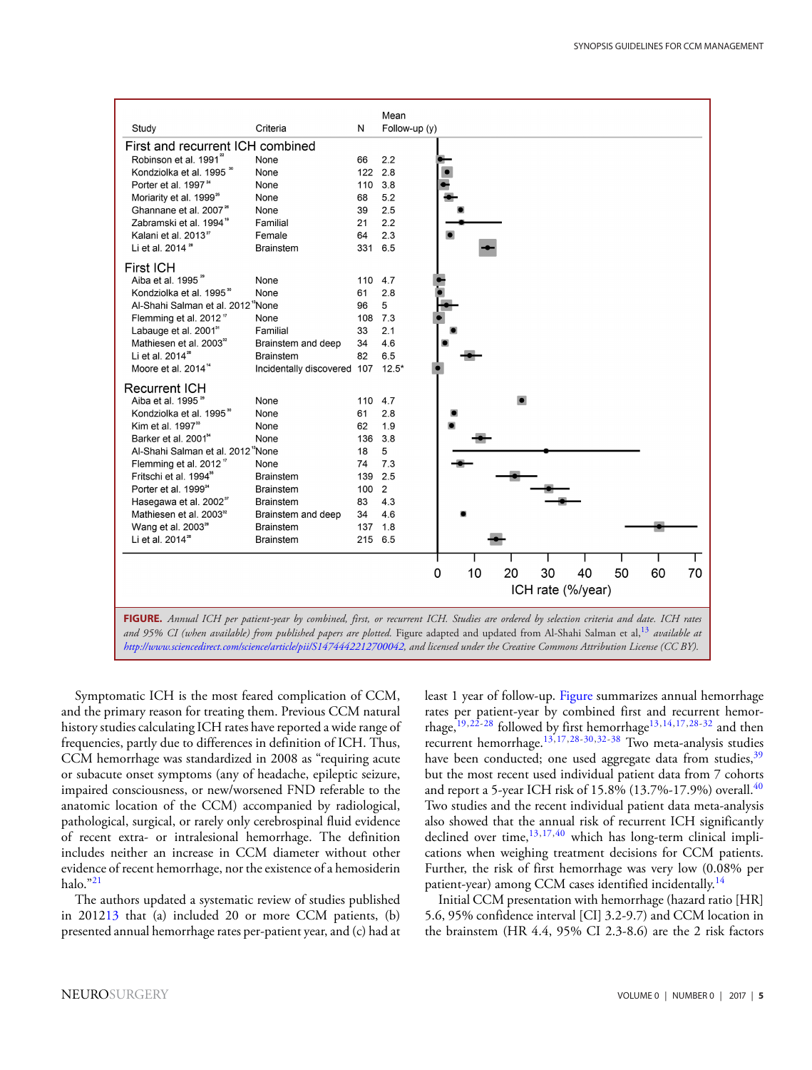| Study | Criteria | N | Mean Follow-up (y) |
|---|---|---|---|
| **First and recurrent ICH combined** | | | |
| Robinson et al. 1991[22] | None | 66 | 2.2 |
| Kondziolka et al. 1995[30] | None | 122 | 2.8 |
| Porter et al. 1997[24] | None | 110 | 3.8 |
| Moriarity et al. 1999[25] | None | 68 | 5.2 |
| Ghannane et al. 2007[26] | None | 39 | 2.5 |
| Zabramski et al. 1994[19] | Familial | 21 | 2.2 |
| Kalani et al. 2013[27] | Female | 64 | 2.3 |
| Li et al. 2014[28] | Brainstem | 331 | 6.5 |
| **First ICH** | | | |
| Aiba et al. 1995[29] | None | 110 | 4.7 |
| Kondziolka et al. 1995[30] | None | 61 | 2.8 |
| Al-Shahi Salman et al. 2012[13] | None | 96 | 5 |
| Flemming et al. 2012[17] | None | 108 | 7.3 |
| Labauge et al. 2001[31] | Familial | 33 | 2.1 |
| Mathiesen et al. 2003[32] | Brainstem and deep | 34 | 4.6 |
| Li et al. 2014[28] | Brainstem | 82 | 6.5 |
| Moore et al. 2014[14] | Incidentally discovered | 107 | 12.5* |
| **Recurrent ICH** | | | |
| Aiba et al. 1995[29] | None | 110 | 4.7 |
| Kondziolka et al. 1995[30] | None | 61 | 2.8 |
| Kim et al. 1997[33] | None | 62 | 1.9 |
| Barker et al. 2001[34] | None | 136 | 3.8 |
| Al-Shahi Salman et al. 2012[13] | None | 18 | 5 |
| Flemming et al. 2012[17] | None | 74 | 7.3 |
| Fritschi et al. 1994[35] | Brainstem | 139 | 2.5 |
| Porter et al. 1999[36] | Brainstem | 100 | 2 |
| Hasegawa et al. 2002[37] | Brainstem | 83 | 4.3 |
| Mathiesen et al. 2003[32] | Brainstem and deep | 34 | 4.6 |
| Wang et al. 2003[38] | Brainstem | 137 | 1.8 |
| Li et al. 2014[28] | Brainstem | 215 | 6.5 |

**FIGURE.** *Annual ICH per patient-year by combined, first, or recurrent ICH. Studies are ordered by selection criteria and date. ICH rates and 95% CI (when available) from published papers are plotted.* Figure adapted and updated from Al-Shahi Salman et al,[13] *available at http://www.sciencedirect.com/science/article/pii/S1474442212700042, and licensed under the Creative Commons Attribution License (CC BY).*

Symptomatic ICH is the most feared complication of CCM, and the primary reason for treating them. Previous CCM natural history studies calculating ICH rates have reported a wide range of frequencies, partly due to differences in definition of ICH. Thus, CCM hemorrhage was standardized in 2008 as "requiring acute or subacute onset symptoms (any of headache, epileptic seizure, impaired consciousness, or new/worsened FND referable to the anatomic location of the CCM) accompanied by radiological, pathological, surgical, or rarely only cerebrospinal fluid evidence of recent extra- or intralesional hemorrhage. The definition includes neither an increase in CCM diameter without other evidence of recent hemorrhage, nor the existence of a hemosiderin halo."[21]

The authors updated a systematic review of studies published in 2012[13] that (a) included 20 or more CCM patients, (b) presented annual hemorrhage rates per-patient year, and (c) had at least 1 year of follow-up. Figure summarizes annual hemorrhage rates per patient-year by combined first and recurrent hemorrhage,[19,22-28] followed by first hemorrhage[13,14,17,28-32] and then recurrent hemorrhage.[13,17,28-30,32-38] Two meta-analysis studies have been conducted; one used aggregate data from studies,[39] but the most recent used individual patient data from 7 cohorts and report a 5-year ICH risk of 15.8% (13.7%-17.9%) overall.[40] Two studies and the recent individual patient data meta-analysis also showed that the annual risk of recurrent ICH significantly declined over time,[13,17,40] which has long-term clinical implications when weighing treatment decisions for CCM patients. Further, the risk of first hemorrhage was very low (0.08% per patient-year) among CCM cases identified incidentally.[14]

Initial CCM presentation with hemorrhage (hazard ratio [HR] 5.6, 95% confidence interval [CI] 3.2-9.7) and CCM location in the brainstem (HR 4.4, 95% CI 2.3-8.6) are the 2 risk factors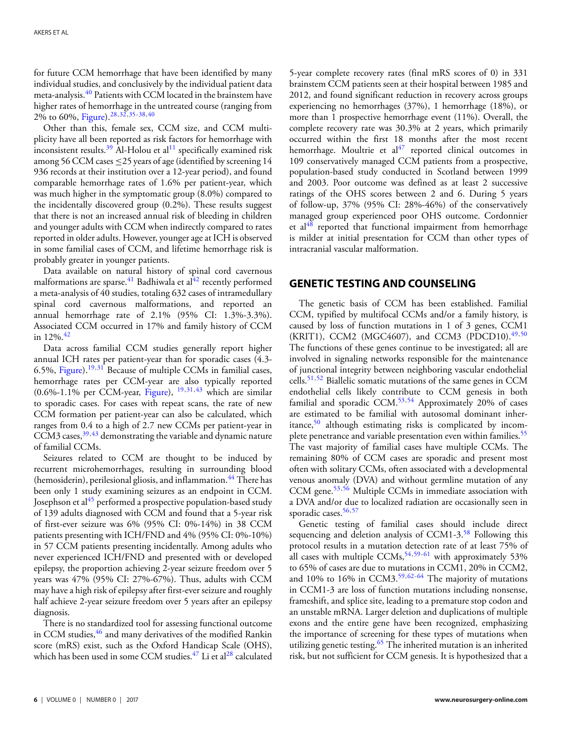for future CCM hemorrhage that have been identified by many individual studies, and conclusively by the individual patient data meta-analysis.[40] Patients with CCM located in the brainstem have higher rates of hemorrhage in the untreated course (ranging from 2% to 60%, Figure).[28,32,35-38,40]

Other than this, female sex, CCM size, and CCM multiplicity have all been reported as risk factors for hemorrhage with inconsistent results.[39] Al-Holou et al[11] specifically examined risk among 56 CCM cases ≤25 years of age (identified by screening 14 936 records at their institution over a 12-year period), and found comparable hemorrhage rates of 1.6% per patient-year, which was much higher in the symptomatic group (8.0%) compared to the incidentally discovered group (0.2%). These results suggest that there is not an increased annual risk of bleeding in children and younger adults with CCM when indirectly compared to rates reported in older adults. However, younger age at ICH is observed in some familial cases of CCM, and lifetime hemorrhage risk is probably greater in younger patients.

Data available on natural history of spinal cord cavernous malformations are sparse.[41] Badhiwala et al[42] recently performed a meta-analysis of 40 studies, totaling 632 cases of intramedullary spinal cord cavernous malformations, and reported an annual hemorrhage rate of 2.1% (95% CI: 1.3%-3.3%). Associated CCM occurred in 17% and family history of CCM in 12%.[42]

Data across familial CCM studies generally report higher annual ICH rates per patient-year than for sporadic cases (4.3-6.5%, Figure).[19,31] Because of multiple CCMs in familial cases, hemorrhage rates per CCM-year are also typically reported (0.6%-1.1% per CCM-year, Figure), [19,31,43] which are similar to sporadic cases. For cases with repeat scans, the rate of new CCM formation per patient-year can also be calculated, which ranges from 0.4 to a high of 2.7 new CCMs per patient-year in CCM3 cases,[39,43] demonstrating the variable and dynamic nature of familial CCMs.

Seizures related to CCM are thought to be induced by recurrent microhemorrhages, resulting in surrounding blood (hemosiderin), perilesional gliosis, and inflammation.[44] There has been only 1 study examining seizures as an endpoint in CCM. Josephson et al[45] performed a prospective population-based study of 139 adults diagnosed with CCM and found that a 5-year risk of first-ever seizure was 6% (95% CI: 0%-14%) in 38 CCM patients presenting with ICH/FND and 4% (95% CI: 0%-10%) in 57 CCM patients presenting incidentally. Among adults who never experienced ICH/FND and presented with or developed epilepsy, the proportion achieving 2-year seizure freedom over 5 years was 47% (95% CI: 27%-67%). Thus, adults with CCM may have a high risk of epilepsy after first-ever seizure and roughly half achieve 2-year seizure freedom over 5 years after an epilepsy diagnosis.

There is no standardized tool for assessing functional outcome in CCM studies,[46] and many derivatives of the modified Rankin score (mRS) exist, such as the Oxford Handicap Scale (OHS), which has been used in some CCM studies.[47] Li et al[28] calculated 5-year complete recovery rates (final mRS scores of 0) in 331 brainstem CCM patients seen at their hospital between 1985 and 2012, and found significant reduction in recovery across groups experiencing no hemorrhages (37%), 1 hemorrhage (18%), or more than 1 prospective hemorrhage event (11%). Overall, the complete recovery rate was 30.3% at 2 years, which primarily occurred within the first 18 months after the most recent hemorrhage. Moultrie et al[47] reported clinical outcomes in 109 conservatively managed CCM patients from a prospective, population-based study conducted in Scotland between 1999 and 2003. Poor outcome was defined as at least 2 successive ratings of the OHS scores between 2 and 6. During 5 years of follow-up, 37% (95% CI: 28%-46%) of the conservatively managed group experienced poor OHS outcome. Cordonnier et al[48] reported that functional impairment from hemorrhage is milder at initial presentation for CCM than other types of intracranial vascular malformation.

## GENETIC TESTING AND COUNSELING

The genetic basis of CCM has been established. Familial CCM, typified by multifocal CCMs and/or a family history, is caused by loss of function mutations in 1 of 3 genes, CCM1 (KRIT1), CCM2 (MGC4607), and CCM3 (PDCD10).[49,50] The functions of these genes continue to be investigated; all are involved in signaling networks responsible for the maintenance of junctional integrity between neighboring vascular endothelial cells.[51,52] Biallelic somatic mutations of the same genes in CCM endothelial cells likely contribute to CCM genesis in both familial and sporadic CCM.[53,54] Approximately 20% of cases are estimated to be familial with autosomal dominant inheritance,[50] although estimating risks is complicated by incomplete penetrance and variable presentation even within families.[55] The vast majority of familial cases have multiple CCMs. The remaining 80% of CCM cases are sporadic and present most often with solitary CCMs, often associated with a developmental venous anomaly (DVA) and without germline mutation of any CCM gene.[53,56] Multiple CCMs in immediate association with a DVA and/or due to localized radiation are occasionally seen in sporadic cases.[56,57]

Genetic testing of familial cases should include direct sequencing and deletion analysis of CCM1-3.[58] Following this protocol results in a mutation detection rate of at least 75% of all cases with multiple CCMs,[54,59-61] with approximately 53% to 65% of cases are due to mutations in CCM1, 20% in CCM2, and 10% to 16% in CCM3.[59,62-64] The majority of mutations in CCM1-3 are loss of function mutations including nonsense, frameshift, and splice site, leading to a premature stop codon and an unstable mRNA. Larger deletion and duplications of multiple exons and the entire gene have been recognized, emphasizing the importance of screening for these types of mutations when utilizing genetic testing.[65] The inherited mutation is an inherited risk, but not sufficient for CCM genesis. It is hypothesized that a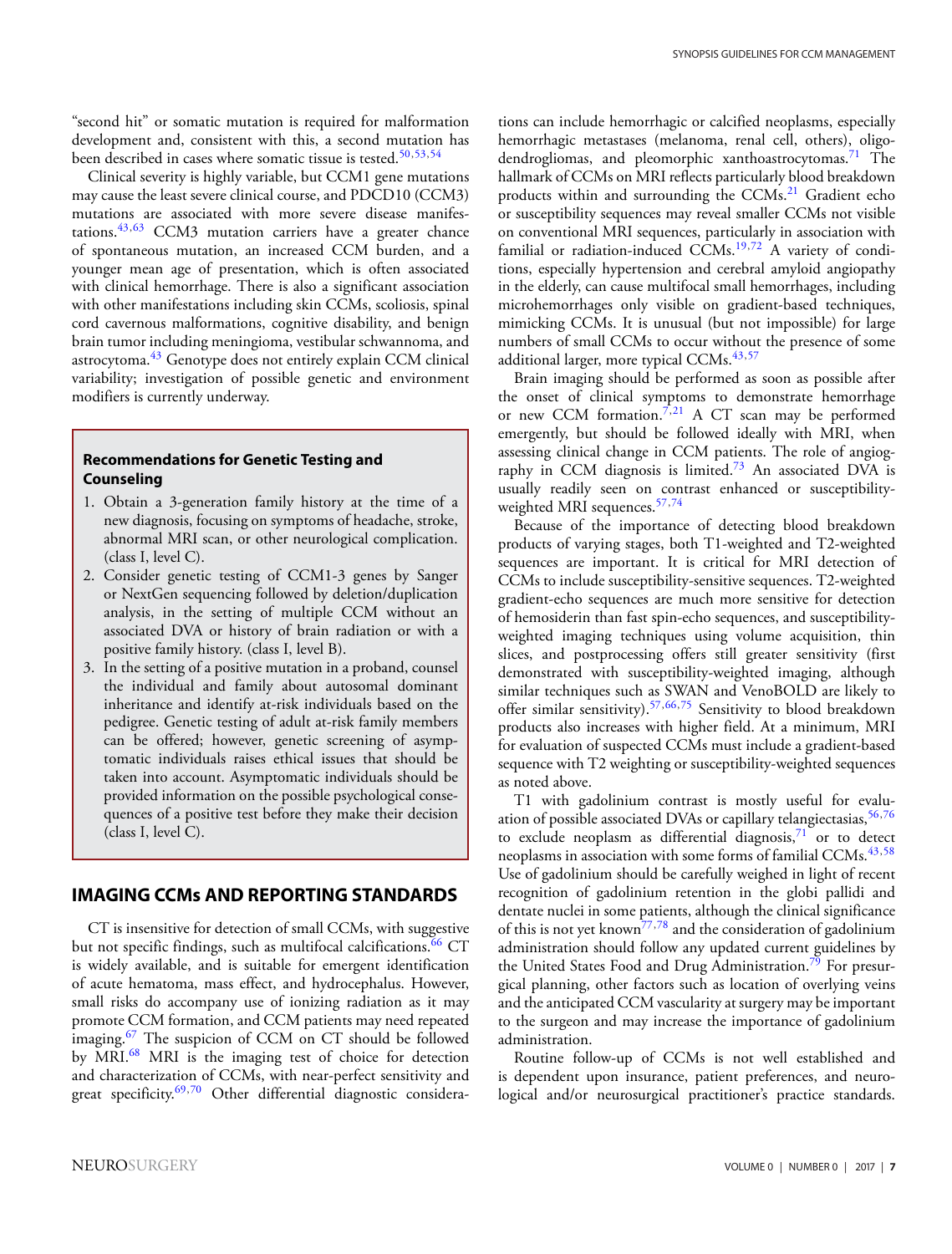"second hit" or somatic mutation is required for malformation development and, consistent with this, a second mutation has been described in cases where somatic tissue is tested.[50,53,54]

Clinical severity is highly variable, but CCM1 gene mutations may cause the least severe clinical course, and PDCD10 (CCM3) mutations are associated with more severe disease manifestations.[43,63] CCM3 mutation carriers have a greater chance of spontaneous mutation, an increased CCM burden, and a younger mean age of presentation, which is often associated with clinical hemorrhage. There is also a significant association with other manifestations including skin CCMs, scoliosis, spinal cord cavernous malformations, cognitive disability, and benign brain tumor including meningioma, vestibular schwannoma, and astrocytoma.[43] Genotype does not entirely explain CCM clinical variability; investigation of possible genetic and environment modifiers is currently underway.

**Recommendations for Genetic Testing and Counseling**

1. Obtain a 3-generation family history at the time of a new diagnosis, focusing on symptoms of headache, stroke, abnormal MRI scan, or other neurological complication. (class I, level C).
2. Consider genetic testing of CCM1-3 genes by Sanger or NextGen sequencing followed by deletion/duplication analysis, in the setting of multiple CCM without an associated DVA or history of brain radiation or with a positive family history. (class I, level B).
3. In the setting of a positive mutation in a proband, counsel the individual and family about autosomal dominant inheritance and identify at-risk individuals based on the pedigree. Genetic testing of adult at-risk family members can be offered; however, genetic screening of asymptomatic individuals raises ethical issues that should be taken into account. Asymptomatic individuals should be provided information on the possible psychological consequences of a positive test before they make their decision (class I, level C).

## IMAGING CCMs AND REPORTING STANDARDS

CT is insensitive for detection of small CCMs, with suggestive but not specific findings, such as multifocal calcifications.[66] CT is widely available, and is suitable for emergent identification of acute hematoma, mass effect, and hydrocephalus. However, small risks do accompany use of ionizing radiation as it may promote CCM formation, and CCM patients may need repeated imaging.[67] The suspicion of CCM on CT should be followed by MRI.[68] MRI is the imaging test of choice for detection and characterization of CCMs, with near-perfect sensitivity and great specificity.[69,70] Other differential diagnostic considerations can include hemorrhagic or calcified neoplasms, especially hemorrhagic metastases (melanoma, renal cell, others), oligodendrogliomas, and pleomorphic xanthoastrocytomas.[71] The hallmark of CCMs on MRI reflects particularly blood breakdown products within and surrounding the CCMs.[21] Gradient echo or susceptibility sequences may reveal smaller CCMs not visible on conventional MRI sequences, particularly in association with familial or radiation-induced CCMs.[19,72] A variety of conditions, especially hypertension and cerebral amyloid angiopathy in the elderly, can cause multifocal small hemorrhages, including microhemorrhages only visible on gradient-based techniques, mimicking CCMs. It is unusual (but not impossible) for large numbers of small CCMs to occur without the presence of some additional larger, more typical CCMs.[43,57]

Brain imaging should be performed as soon as possible after the onset of clinical symptoms to demonstrate hemorrhage or new CCM formation.[7,21] A CT scan may be performed emergently, but should be followed ideally with MRI, when assessing clinical change in CCM patients. The role of angiography in CCM diagnosis is limited.[73] An associated DVA is usually readily seen on contrast enhanced or susceptibility-weighted MRI sequences.[57,74]

Because of the importance of detecting blood breakdown products of varying stages, both T1-weighted and T2-weighted sequences are important. It is critical for MRI detection of CCMs to include susceptibility-sensitive sequences. T2-weighted gradient-echo sequences are much more sensitive for detection of hemosiderin than fast spin-echo sequences, and susceptibility-weighted imaging techniques using volume acquisition, thin slices, and postprocessing offers still greater sensitivity (first demonstrated with susceptibility-weighted imaging, although similar techniques such as SWAN and VenoBOLD are likely to offer similar sensitivity).[57,66,75] Sensitivity to blood breakdown products also increases with higher field. At a minimum, MRI for evaluation of suspected CCMs must include a gradient-based sequence with T2 weighting or susceptibility-weighted sequences as noted above.

T1 with gadolinium contrast is mostly useful for evaluation of possible associated DVAs or capillary telangiectasias,[56,76] to exclude neoplasm as differential diagnosis,[71] or to detect neoplasms in association with some forms of familial CCMs.[43,58] Use of gadolinium should be carefully weighed in light of recent recognition of gadolinium retention in the globi pallidi and dentate nuclei in some patients, although the clinical significance of this is not yet known[77,78] and the consideration of gadolinium administration should follow any updated current guidelines by the United States Food and Drug Administration.[79] For presurgical planning, other factors such as location of overlying veins and the anticipated CCM vascularity at surgery may be important to the surgeon and may increase the importance of gadolinium administration.

Routine follow-up of CCMs is not well established and is dependent upon insurance, patient preferences, and neurological and/or neurosurgical practitioner's practice standards.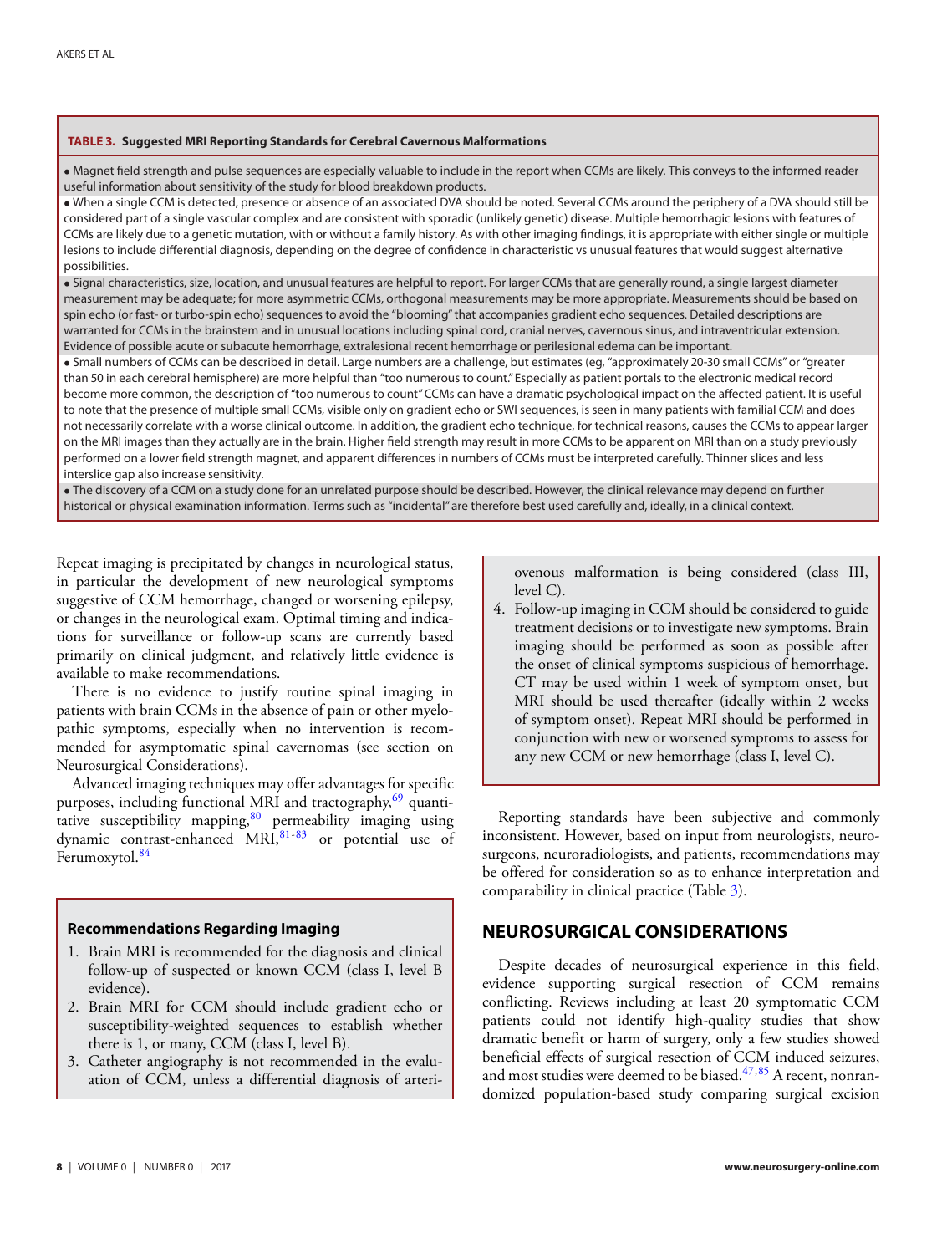**TABLE 3. Suggested MRI Reporting Standards for Cerebral Cavernous Malformations**

- Magnet field strength and pulse sequences are especially valuable to include in the report when CCMs are likely. This conveys to the informed reader useful information about sensitivity of the study for blood breakdown products.
- When a single CCM is detected, presence or absence of an associated DVA should be noted. Several CCMs around the periphery of a DVA should still be considered part of a single vascular complex and are consistent with sporadic (unlikely genetic) disease. Multiple hemorrhagic lesions with features of CCMs are likely due to a genetic mutation, with or without a family history. As with other imaging findings, it is appropriate with either single or multiple lesions to include differential diagnosis, depending on the degree of confidence in characteristic vs unusual features that would suggest alternative possibilities.
- Signal characteristics, size, location, and unusual features are helpful to report. For larger CCMs that are generally round, a single largest diameter measurement may be adequate; for more asymmetric CCMs, orthogonal measurements may be more appropriate. Measurements should be based on spin echo (or fast- or turbo-spin echo) sequences to avoid the "blooming" that accompanies gradient echo sequences. Detailed descriptions are warranted for CCMs in the brainstem and in unusual locations including spinal cord, cranial nerves, cavernous sinus, and intraventricular extension. Evidence of possible acute or subacute hemorrhage, extralesional recent hemorrhage or perilesional edema can be important.
- Small numbers of CCMs can be described in detail. Large numbers are a challenge, but estimates (eg, "approximately 20-30 small CCMs" or "greater than 50 in each cerebral hemisphere) are more helpful than "too numerous to count." Especially as patient portals to the electronic medical record become more common, the description of "too numerous to count" CCMs can have a dramatic psychological impact on the affected patient. It is useful to note that the presence of multiple small CCMs, visible only on gradient echo or SWI sequences, is seen in many patients with familial CCM and does not necessarily correlate with a worse clinical outcome. In addition, the gradient echo technique, for technical reasons, causes the CCMs to appear larger on the MRI images than they actually are in the brain. Higher field strength may result in more CCMs to be apparent on MRI than on a study previously performed on a lower field strength magnet, and apparent differences in numbers of CCMs must be interpreted carefully. Thinner slices and less interslice gap also increase sensitivity.
- The discovery of a CCM on a study done for an unrelated purpose should be described. However, the clinical relevance may depend on further historical or physical examination information. Terms such as "incidental" are therefore best used carefully and, ideally, in a clinical context.

Repeat imaging is precipitated by changes in neurological status, in particular the development of new neurological symptoms suggestive of CCM hemorrhage, changed or worsening epilepsy, or changes in the neurological exam. Optimal timing and indications for surveillance or follow-up scans are currently based primarily on clinical judgment, and relatively little evidence is available to make recommendations.

There is no evidence to justify routine spinal imaging in patients with brain CCMs in the absence of pain or other myelopathic symptoms, especially when no intervention is recommended for asymptomatic spinal cavernomas (see section on Neurosurgical Considerations).

Advanced imaging techniques may offer advantages for specific purposes, including functional MRI and tractography,[69] quantitative susceptibility mapping,[80] permeability imaging using dynamic contrast-enhanced MRI,[81-83] or potential use of Ferumoxytol.[84]

**Recommendations Regarding Imaging**

1. Brain MRI is recommended for the diagnosis and clinical follow-up of suspected or known CCM (class I, level B evidence).
2. Brain MRI for CCM should include gradient echo or susceptibility-weighted sequences to establish whether there is 1, or many, CCM (class I, level B).
3. Catheter angiography is not recommended in the evaluation of CCM, unless a differential diagnosis of arteriovenous malformation is being considered (class III, level C).
4. Follow-up imaging in CCM should be considered to guide treatment decisions or to investigate new symptoms. Brain imaging should be performed as soon as possible after the onset of clinical symptoms suspicious of hemorrhage. CT may be used within 1 week of symptom onset, but MRI should be used thereafter (ideally within 2 weeks of symptom onset). Repeat MRI should be performed in conjunction with new or worsened symptoms to assess for any new CCM or new hemorrhage (class I, level C).

Reporting standards have been subjective and commonly inconsistent. However, based on input from neurologists, neurosurgeons, neuroradiologists, and patients, recommendations may be offered for consideration so as to enhance interpretation and comparability in clinical practice (Table 3).

## NEUROSURGICAL CONSIDERATIONS

Despite decades of neurosurgical experience in this field, evidence supporting surgical resection of CCM remains conflicting. Reviews including at least 20 symptomatic CCM patients could not identify high-quality studies that show dramatic benefit or harm of surgery, only a few studies showed beneficial effects of surgical resection of CCM induced seizures, and most studies were deemed to be biased.[47,85] A recent, nonrandomized population-based study comparing surgical excision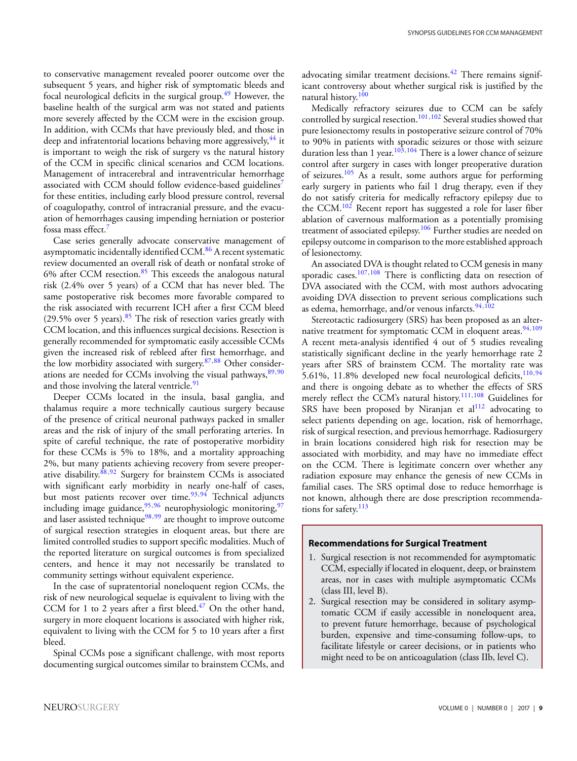to conservative management revealed poorer outcome over the subsequent 5 years, and higher risk of symptomatic bleeds and focal neurological deficits in the surgical group.[49] However, the baseline health of the surgical arm was not stated and patients more severely affected by the CCM were in the excision group. In addition, with CCMs that have previously bled, and those in deep and infratentorial locations behaving more aggressively,[44] it is important to weigh the risk of surgery vs the natural history of the CCM in specific clinical scenarios and CCM locations. Management of intracerebral and intraventricular hemorrhage associated with CCM should follow evidence-based guidelines[7] for these entities, including early blood pressure control, reversal of coagulopathy, control of intracranial pressure, and the evacuation of hemorrhages causing impending herniation or posterior fossa mass effect.[7]

Case series generally advocate conservative management of asymptomatic incidentally identified CCM.[86] A recent systematic review documented an overall risk of death or nonfatal stroke of 6% after CCM resection.[85] This exceeds the analogous natural risk (2.4% over 5 years) of a CCM that has never bled. The same postoperative risk becomes more favorable compared to the risk associated with recurrent ICH after a first CCM bleed (29.5% over 5 years).[85] The risk of resection varies greatly with CCM location, and this influences surgical decisions. Resection is generally recommended for symptomatic easily accessible CCMs given the increased risk of rebleed after first hemorrhage, and the low morbidity associated with surgery.[87,88] Other considerations are needed for CCMs involving the visual pathways,[89,90] and those involving the lateral ventricle.[91]

Deeper CCMs located in the insula, basal ganglia, and thalamus require a more technically cautious surgery because of the presence of critical neuronal pathways packed in smaller areas and the risk of injury of the small perforating arteries. In spite of careful technique, the rate of postoperative morbidity for these CCMs is 5% to 18%, and a mortality approaching 2%, but many patients achieving recovery from severe preoperative disability.[88,92] Surgery for brainstem CCMs is associated with significant early morbidity in nearly one-half of cases, but most patients recover over time.[93,94] Technical adjuncts including image guidance,[95,96] neurophysiologic monitoring,[97] and laser assisted technique[98,99] are thought to improve outcome of surgical resection strategies in eloquent areas, but there are limited controlled studies to support specific modalities. Much of the reported literature on surgical outcomes is from specialized centers, and hence it may not necessarily be translated to community settings without equivalent experience.

In the case of supratentorial noneloquent region CCMs, the risk of new neurological sequelae is equivalent to living with the CCM for 1 to 2 years after a first bleed.[47] On the other hand, surgery in more eloquent locations is associated with higher risk, equivalent to living with the CCM for 5 to 10 years after a first bleed.

Spinal CCMs pose a significant challenge, with most reports documenting surgical outcomes similar to brainstem CCMs, and advocating similar treatment decisions.[42] There remains significant controversy about whether surgical risk is justified by the natural history.[100]

Medically refractory seizures due to CCM can be safely controlled by surgical resection.[101,102] Several studies showed that pure lesionectomy results in postoperative seizure control of 70% to 90% in patients with sporadic seizures or those with seizure duration less than 1 year.[103,104] There is a lower chance of seizure control after surgery in cases with longer preoperative duration of seizures.[105] As a result, some authors argue for performing early surgery in patients who fail 1 drug therapy, even if they do not satisfy criteria for medically refractory epilepsy due to the CCM.[102] Recent report has suggested a role for laser fiber ablation of cavernous malformation as a potentially promising treatment of associated epilepsy.[106] Further studies are needed on epilepsy outcome in comparison to the more established approach of lesionectomy.

An associated DVA is thought related to CCM genesis in many sporadic cases.[107,108] There is conflicting data on resection of DVA associated with the CCM, with most authors advocating avoiding DVA dissection to prevent serious complications such as edema, hemorrhage, and/or venous infarcts.[94,102]

Stereotactic radiosurgery (SRS) has been proposed as an alternative treatment for symptomatic CCM in eloquent areas.[94,109] A recent meta-analysis identified 4 out of 5 studies revealing statistically significant decline in the yearly hemorrhage rate 2 years after SRS of brainstem CCM. The mortality rate was 5.61%, 11.8% developed new focal neurological deficits,[110,94] and there is ongoing debate as to whether the effects of SRS merely reflect the CCM's natural history.[111,108] Guidelines for SRS have been proposed by Niranjan et al[112] advocating to select patients depending on age, location, risk of hemorrhage, risk of surgical resection, and previous hemorrhage. Radiosurgery in brain locations considered high risk for resection may be associated with morbidity, and may have no immediate effect on the CCM. There is legitimate concern over whether any radiation exposure may enhance the genesis of new CCMs in familial cases. The SRS optimal dose to reduce hemorrhage is not known, although there are dose prescription recommendations for safety.[113]

**Recommendations for Surgical Treatment**

1. Surgical resection is not recommended for asymptomatic CCM, especially if located in eloquent, deep, or brainstem areas, nor in cases with multiple asymptomatic CCMs (class III, level B).
2. Surgical resection may be considered in solitary asymptomatic CCM if easily accessible in noneloquent area, to prevent future hemorrhage, because of psychological burden, expensive and time-consuming follow-ups, to facilitate lifestyle or career decisions, or in patients who might need to be on anticoagulation (class IIb, level C).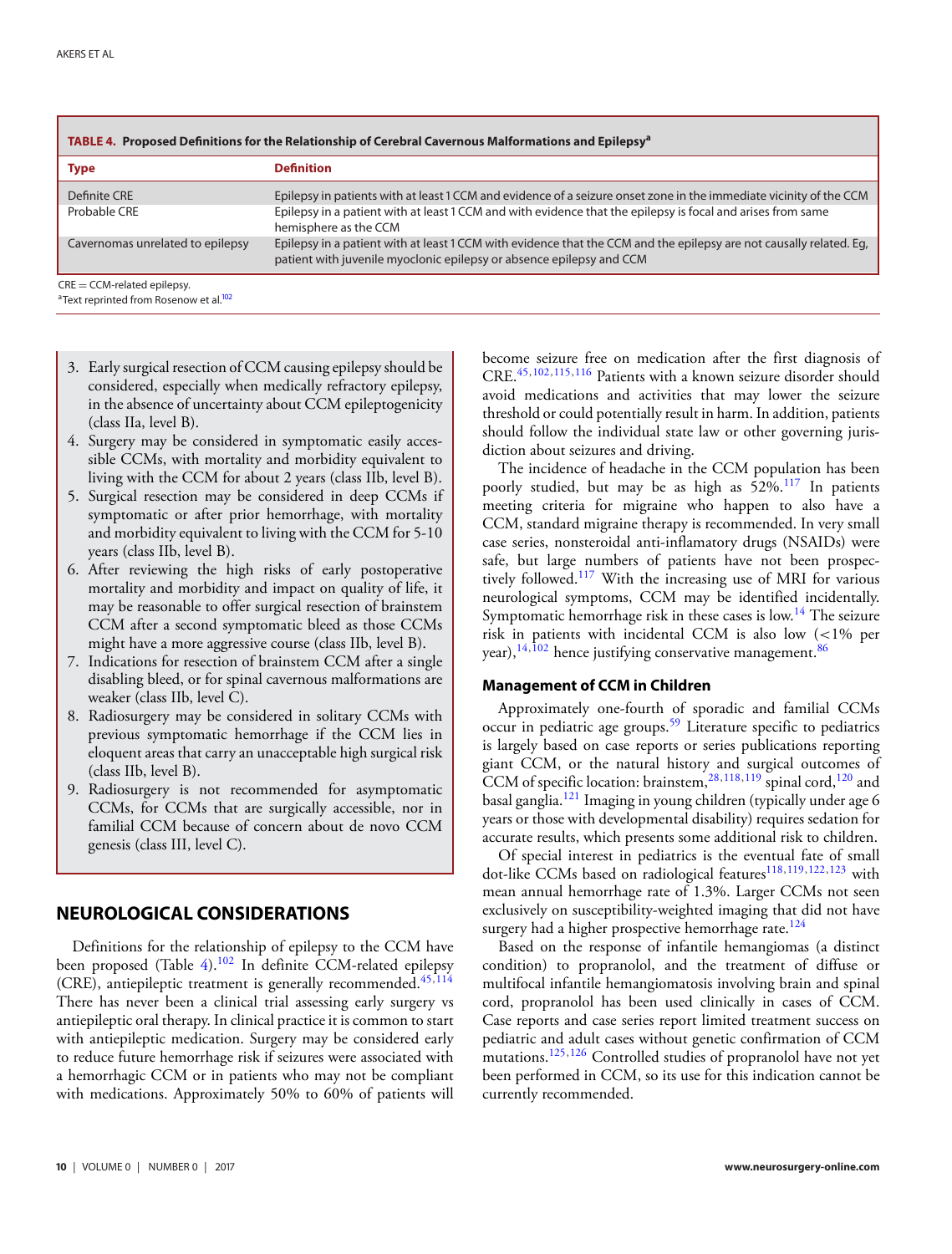**TABLE 4. Proposed Definitions for the Relationship of Cerebral Cavernous Malformations and Epilepsy[a]**

| Type | Definition |
|---|---|
| Definite CRE | Epilepsy in patients with at least 1 CCM and evidence of a seizure onset zone in the immediate vicinity of the CCM |
| Probable CRE | Epilepsy in a patient with at least 1 CCM and with evidence that the epilepsy is focal and arises from same hemisphere as the CCM |
| Cavernomas unrelated to epilepsy | Epilepsy in a patient with at least 1 CCM with evidence that the CCM and the epilepsy are not causally related. Eg, patient with juvenile myoclonic epilepsy or absence epilepsy and CCM |

CRE = CCM-related epilepsy.
[a]Text reprinted from Rosenow et al.[102]

3. Early surgical resection of CCM causing epilepsy should be considered, especially when medically refractory epilepsy, in the absence of uncertainty about CCM epileptogenicity (class IIa, level B).
4. Surgery may be considered in symptomatic easily accessible CCMs, with mortality and morbidity equivalent to living with the CCM for about 2 years (class IIb, level B).
5. Surgical resection may be considered in deep CCMs if symptomatic or after prior hemorrhage, with mortality and morbidity equivalent to living with the CCM for 5-10 years (class IIb, level B).
6. After reviewing the high risks of early postoperative mortality and morbidity and impact on quality of life, it may be reasonable to offer surgical resection of brainstem CCM after a second symptomatic bleed as those CCMs might have a more aggressive course (class IIb, level B).
7. Indications for resection of brainstem CCM after a single disabling bleed, or for spinal cavernous malformations are weaker (class IIb, level C).
8. Radiosurgery may be considered in solitary CCMs with previous symptomatic hemorrhage if the CCM lies in eloquent areas that carry an unacceptable high surgical risk (class IIb, level B).
9. Radiosurgery is not recommended for asymptomatic CCMs, for CCMs that are surgically accessible, nor in familial CCM because of concern about de novo CCM genesis (class III, level C).

## NEUROLOGICAL CONSIDERATIONS

Definitions for the relationship of epilepsy to the CCM have been proposed (Table 4).[102] In definite CCM-related epilepsy (CRE), antiepileptic treatment is generally recommended.[45,114] There has never been a clinical trial assessing early surgery vs antiepileptic oral therapy. In clinical practice it is common to start with antiepileptic medication. Surgery may be considered early to reduce future hemorrhage risk if seizures were associated with a hemorrhagic CCM or in patients who may not be compliant with medications. Approximately 50% to 60% of patients will become seizure free on medication after the first diagnosis of CRE.[45,102,115,116] Patients with a known seizure disorder should avoid medications and activities that may lower the seizure threshold or could potentially result in harm. In addition, patients should follow the individual state law or other governing jurisdiction about seizures and driving.

The incidence of headache in the CCM population has been poorly studied, but may be as high as 52%.[117] In patients meeting criteria for migraine who happen to also have a CCM, standard migraine therapy is recommended. In very small case series, nonsteroidal anti-inflamatory drugs (NSAIDs) were safe, but large numbers of patients have not been prospectively followed.[117] With the increasing use of MRI for various neurological symptoms, CCM may be identified incidentally. Symptomatic hemorrhage risk in these cases is low.[14] The seizure risk in patients with incidental CCM is also low (<1% per year),[14,102] hence justifying conservative management.[86]

### Management of CCM in Children

Approximately one-fourth of sporadic and familial CCMs occur in pediatric age groups.[59] Literature specific to pediatrics is largely based on case reports or series publications reporting giant CCM, or the natural history and surgical outcomes of CCM of specific location: brainstem,[28,118,119] spinal cord,[120] and basal ganglia.[121] Imaging in young children (typically under age 6 years or those with developmental disability) requires sedation for accurate results, which presents some additional risk to children.

Of special interest in pediatrics is the eventual fate of small dot-like CCMs based on radiological features[118,119,122,123] with mean annual hemorrhage rate of 1.3%. Larger CCMs not seen exclusively on susceptibility-weighted imaging that did not have surgery had a higher prospective hemorrhage rate.[124]

Based on the response of infantile hemangiomas (a distinct condition) to propranolol, and the treatment of diffuse or multifocal infantile hemangiomatosis involving brain and spinal cord, propranolol has been used clinically in cases of CCM. Case reports and case series report limited treatment success on pediatric and adult cases without genetic confirmation of CCM mutations.[125,126] Controlled studies of propranolol have not yet been performed in CCM, so its use for this indication cannot be currently recommended.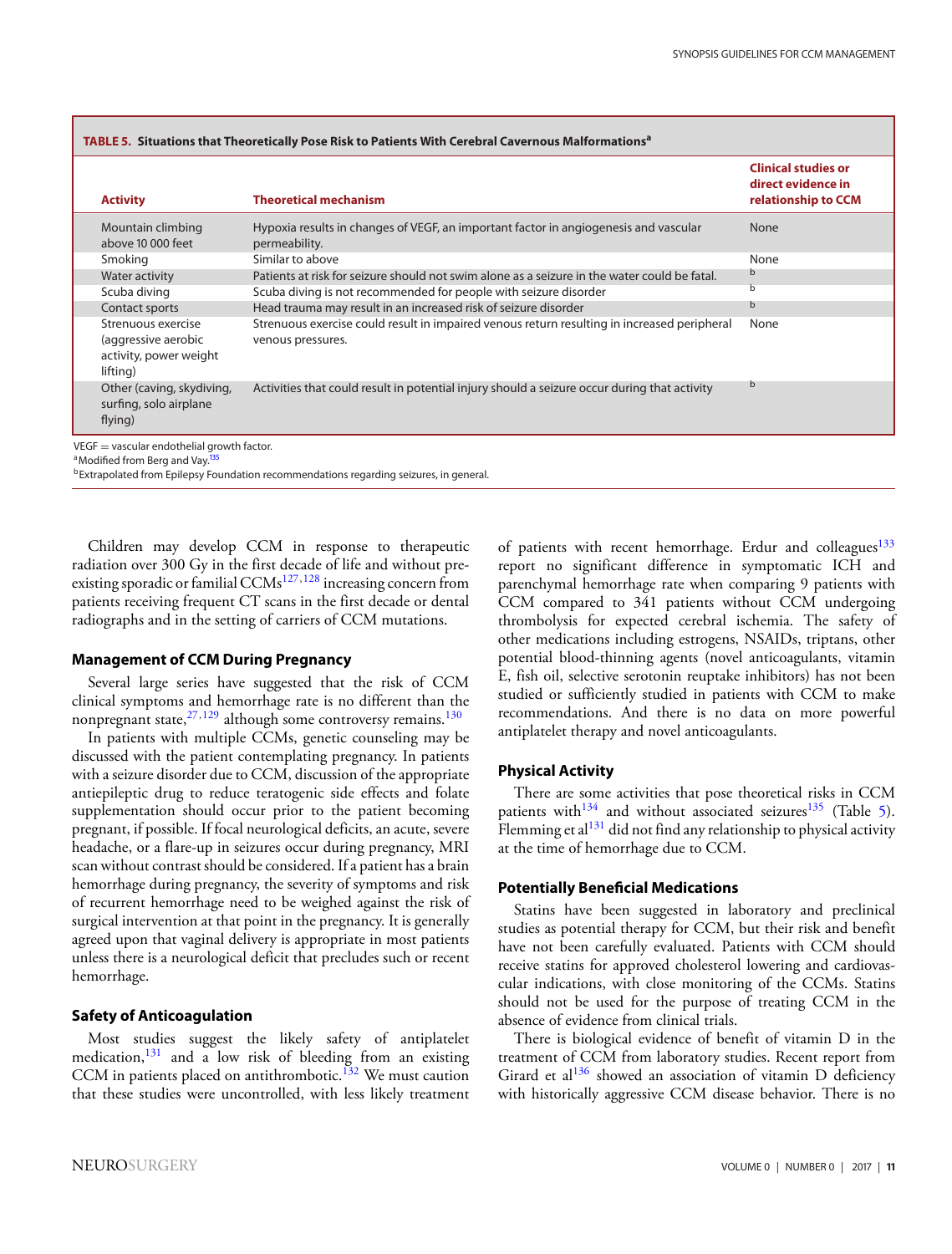**TABLE 5. Situations that Theoretically Pose Risk to Patients With Cerebral Cavernous Malformations[a]**

| Activity | Theoretical mechanism | Clinical studies or direct evidence in relationship to CCM |
|---|---|---|
| Mountain climbing above 10 000 feet | Hypoxia results in changes of VEGF, an important factor in angiogenesis and vascular permeability. | None |
| Smoking | Similar to above | None |
| Water activity | Patients at risk for seizure should not swim alone as a seizure in the water could be fatal. | [b] |
| Scuba diving | Scuba diving is not recommended for people with seizure disorder | [b] |
| Contact sports | Head trauma may result in an increased risk of seizure disorder | [b] |
| Strenuous exercise (aggressive aerobic activity, power weight lifting) | Strenuous exercise could result in impaired venous return resulting in increased peripheral venous pressures. | None |
| Other (caving, skydiving, surfing, solo airplane flying) | Activities that could result in potential injury should a seizure occur during that activity | [b] |

VEGF = vascular endothelial growth factor.
[a]Modified from Berg and Vay.[135]
[b]Extrapolated from Epilepsy Foundation recommendations regarding seizures, in general.

Children may develop CCM in response to therapeutic radiation over 300 Gy in the first decade of life and without pre-existing sporadic or familial CCMs[127,128] increasing concern from patients receiving frequent CT scans in the first decade or dental radiographs and in the setting of carriers of CCM mutations.

### Management of CCM During Pregnancy

Several large series have suggested that the risk of CCM clinical symptoms and hemorrhage rate is no different than the nonpregnant state,[27,129] although some controversy remains.[130]

In patients with multiple CCMs, genetic counseling may be discussed with the patient contemplating pregnancy. In patients with a seizure disorder due to CCM, discussion of the appropriate antiepileptic drug to reduce teratogenic side effects and folate supplementation should occur prior to the patient becoming pregnant, if possible. If focal neurological deficits, an acute, severe headache, or a flare-up in seizures occur during pregnancy, MRI scan without contrast should be considered. If a patient has a brain hemorrhage during pregnancy, the severity of symptoms and risk of recurrent hemorrhage need to be weighed against the risk of surgical intervention at that point in the pregnancy. It is generally agreed upon that vaginal delivery is appropriate in most patients unless there is a neurological deficit that precludes such or recent hemorrhage.

### Safety of Anticoagulation

Most studies suggest the likely safety of antiplatelet medication,[131] and a low risk of bleeding from an existing CCM in patients placed on antithrombotic.[132] We must caution that these studies were uncontrolled, with less likely treatment of patients with recent hemorrhage. Erdur and colleagues[133] report no significant difference in symptomatic ICH and parenchymal hemorrhage rate when comparing 9 patients with CCM compared to 341 patients without CCM undergoing thrombolysis for expected cerebral ischemia. The safety of other medications including estrogens, NSAIDs, triptans, other potential blood-thinning agents (novel anticoagulants, vitamin E, fish oil, selective serotonin reuptake inhibitors) has not been studied or sufficiently studied in patients with CCM to make recommendations. And there is no data on more powerful antiplatelet therapy and novel anticoagulants.

### Physical Activity

There are some activities that pose theoretical risks in CCM patients with[134] and without associated seizures[135] (Table 5). Flemming et al[131] did not find any relationship to physical activity at the time of hemorrhage due to CCM.

### Potentially Beneficial Medications

Statins have been suggested in laboratory and preclinical studies as potential therapy for CCM, but their risk and benefit have not been carefully evaluated. Patients with CCM should receive statins for approved cholesterol lowering and cardiovascular indications, with close monitoring of the CCMs. Statins should not be used for the purpose of treating CCM in the absence of evidence from clinical trials.

There is biological evidence of benefit of vitamin D in the treatment of CCM from laboratory studies. Recent report from Girard et al[136] showed an association of vitamin D deficiency with historically aggressive CCM disease behavior. There is no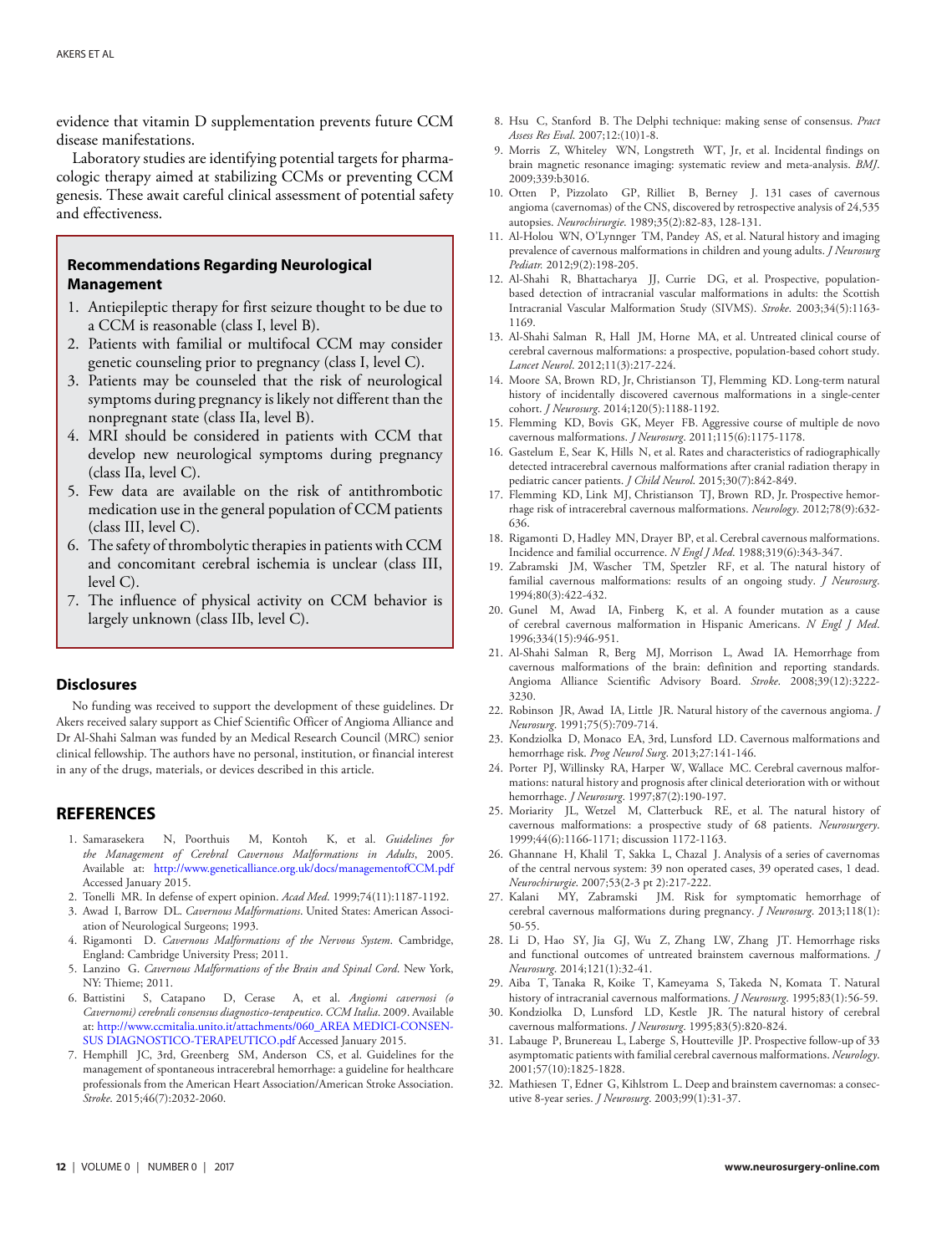evidence that vitamin D supplementation prevents future CCM disease manifestations.

Laboratory studies are identifying potential targets for pharmacologic therapy aimed at stabilizing CCMs or preventing CCM genesis. These await careful clinical assessment of potential safety and effectiveness.

> **Recommendations Regarding Neurological Management**
>
> 1. Antiepileptic therapy for first seizure thought to be due to a CCM is reasonable (class I, level B).
> 2. Patients with familial or multifocal CCM may consider genetic counseling prior to pregnancy (class I, level C).
> 3. Patients may be counseled that the risk of neurological symptoms during pregnancy is likely not different than the nonpregnant state (class IIa, level B).
> 4. MRI should be considered in patients with CCM that develop new neurological symptoms during pregnancy (class IIa, level C).
> 5. Few data are available on the risk of antithrombotic medication use in the general population of CCM patients (class III, level C).
> 6. The safety of thrombolytic therapies in patients with CCM and concomitant cerebral ischemia is unclear (class III, level C).
> 7. The influence of physical activity on CCM behavior is largely unknown (class IIb, level C).

### Disclosures

No funding was received to support the development of these guidelines. Dr Akers received salary support as Chief Scientific Officer of Angioma Alliance and Dr Al-Shahi Salman was funded by an Medical Research Council (MRC) senior clinical fellowship. The authors have no personal, institution, or financial interest in any of the drugs, materials, or devices described in this article.

## REFERENCES

1. Samarasekera N, Poorthuis M, Kontoh K, et al. *Guidelines for the Management of Cerebral Cavernous Malformations in Adults*, 2005. Available at: http://www.geneticalliance.org.uk/docs/managementofCCM.pdf Accessed January 2015.
2. Tonelli MR. In defense of expert opinion. *Acad Med*. 1999;74(11):1187-1192.
3. Awad I, Barrow DL. *Cavernous Malformations*. United States: American Association of Neurological Surgeons; 1993.
4. Rigamonti D. *Cavernous Malformations of the Nervous System*. Cambridge, England: Cambridge University Press; 2011.
5. Lanzino G. *Cavernous Malformations of the Brain and Spinal Cord*. New York, NY: Thieme; 2011.
6. Battistini S, Catapano D, Cerase A, et al. *Angiomi cavernosi (o Cavernomi) cerebrali consensus diagnostico-terapeutico*. *CCM Italia*. 2009. Available at: http://www.ccmitalia.unito.it/attachments/060_AREA MEDICI-CONSENSUS DIAGNOSTICO-TERAPEUTICO.pdf Accessed January 2015.
7. Hemphill JC, 3rd, Greenberg SM, Anderson CS, et al. Guidelines for the management of spontaneous intracerebral hemorrhage: a guideline for healthcare professionals from the American Heart Association/American Stroke Association. *Stroke*. 2015;46(7):2032-2060.
8. Hsu C, Stanford B. The Delphi technique: making sense of consensus. *Pract Assess Res Eval*. 2007;12:(10)1-8.
9. Morris Z, Whiteley WN, Longstreth WT, Jr, et al. Incidental findings on brain magnetic resonance imaging: systematic review and meta-analysis. *BMJ*. 2009;339:b3016.
10. Otten P, Pizzolato GP, Rilliet B, Berney J. 131 cases of cavernous angioma (cavernomas) of the CNS, discovered by retrospective analysis of 24,535 autopsies. *Neurochirurgie*. 1989;35(2):82-83, 128-131.
11. Al-Holou WN, O'Lynnger TM, Pandey AS, et al. Natural history and imaging prevalence of cavernous malformations in children and young adults. *J Neurosurg Pediatr*. 2012;9(2):198-205.
12. Al-Shahi R, Bhattacharya JJ, Currie DG, et al. Prospective, population-based detection of intracranial vascular malformations in adults: the Scottish Intracranial Vascular Malformation Study (SIVMS). *Stroke*. 2003;34(5):1163-1169.
13. Al-Shahi Salman R, Hall JM, Horne MA, et al. Untreated clinical course of cerebral cavernous malformations: a prospective, population-based cohort study. *Lancet Neurol*. 2012;11(3):217-224.
14. Moore SA, Brown RD, Jr, Christianson TJ, Flemming KD. Long-term natural history of incidentally discovered cavernous malformations in a single-center cohort. *J Neurosurg*. 2014;120(5):1188-1192.
15. Flemming KD, Bovis GK, Meyer FB. Aggressive course of multiple de novo cavernous malformations. *J Neurosurg*. 2011;115(6):1175-1178.
16. Gastelum E, Sear K, Hills N, et al. Rates and characteristics of radiographically detected intracerebral cavernous malformations after cranial radiation therapy in pediatric cancer patients. *J Child Neurol*. 2015;30(7):842-849.
17. Flemming KD, Link MJ, Christianson TJ, Brown RD, Jr. Prospective hemorrhage risk of intracerebral cavernous malformations. *Neurology*. 2012;78(9):632-636.
18. Rigamonti D, Hadley MN, Drayer BP, et al. Cerebral cavernous malformations. Incidence and familial occurrence. *N Engl J Med*. 1988;319(6):343-347.
19. Zabramski JM, Wascher TM, Spetzler RF, et al. The natural history of familial cavernous malformations: results of an ongoing study. *J Neurosurg*. 1994;80(3):422-432.
20. Gunel M, Awad IA, Finberg K, et al. A founder mutation as a cause of cerebral cavernous malformation in Hispanic Americans. *N Engl J Med*. 1996;334(15):946-951.
21. Al-Shahi Salman R, Berg MJ, Morrison L, Awad IA. Hemorrhage from cavernous malformations of the brain: definition and reporting standards. Angioma Alliance Scientific Advisory Board. *Stroke*. 2008;39(12):3222-3230.
22. Robinson JR, Awad IA, Little JR. Natural history of the cavernous angioma. *J Neurosurg*. 1991;75(5):709-714.
23. Kondziolka D, Monaco EA, 3rd, Lunsford LD. Cavernous malformations and hemorrhage risk. *Prog Neurol Surg*. 2013;27:141-146.
24. Porter PJ, Willinsky RA, Harper W, Wallace MC. Cerebral cavernous malformations: natural history and prognosis after clinical deterioration with or without hemorrhage. *J Neurosurg*. 1997;87(2):190-197.
25. Moriarity JL, Wetzel M, Clatterbuck RE, et al. The natural history of cavernous malformations: a prospective study of 68 patients. *Neurosurgery*. 1999;44(6):1166-1171; discussion 1172-1163.
26. Ghannane H, Khalil T, Sakka L, Chazal J. Analysis of a series of cavernomas of the central nervous system: 39 non operated cases, 39 operated cases, 1 dead. *Neurochirurgie*. 2007;53(2-3 pt 2):217-222.
27. Kalani MY, Zabramski JM. Risk for symptomatic hemorrhage of cerebral cavernous malformations during pregnancy. *J Neurosurg*. 2013;118(1):50-55.
28. Li D, Hao SY, Jia GJ, Wu Z, Zhang LW, Zhang JT. Hemorrhage risks and functional outcomes of untreated brainstem cavernous malformations. *J Neurosurg*. 2014;121(1):32-41.
29. Aiba T, Tanaka R, Koike T, Kameyama S, Takeda N, Komata T. Natural history of intracranial cavernous malformations. *J Neurosurg*. 1995;83(1):56-59.
30. Kondziolka D, Lunsford LD, Kestle JR. The natural history of cerebral cavernous malformations. *J Neurosurg*. 1995;83(5):820-824.
31. Labauge P, Brunereau L, Laberge S, Houtteville JP. Prospective follow-up of 33 asymptomatic patients with familial cerebral cavernous malformations. *Neurology*. 2001;57(10):1825-1828.
32. Mathiesen T, Edner G, Kihlstrom L. Deep and brainstem cavernomas: a consecutive 8-year series. *J Neurosurg*. 2003;99(1):31-37.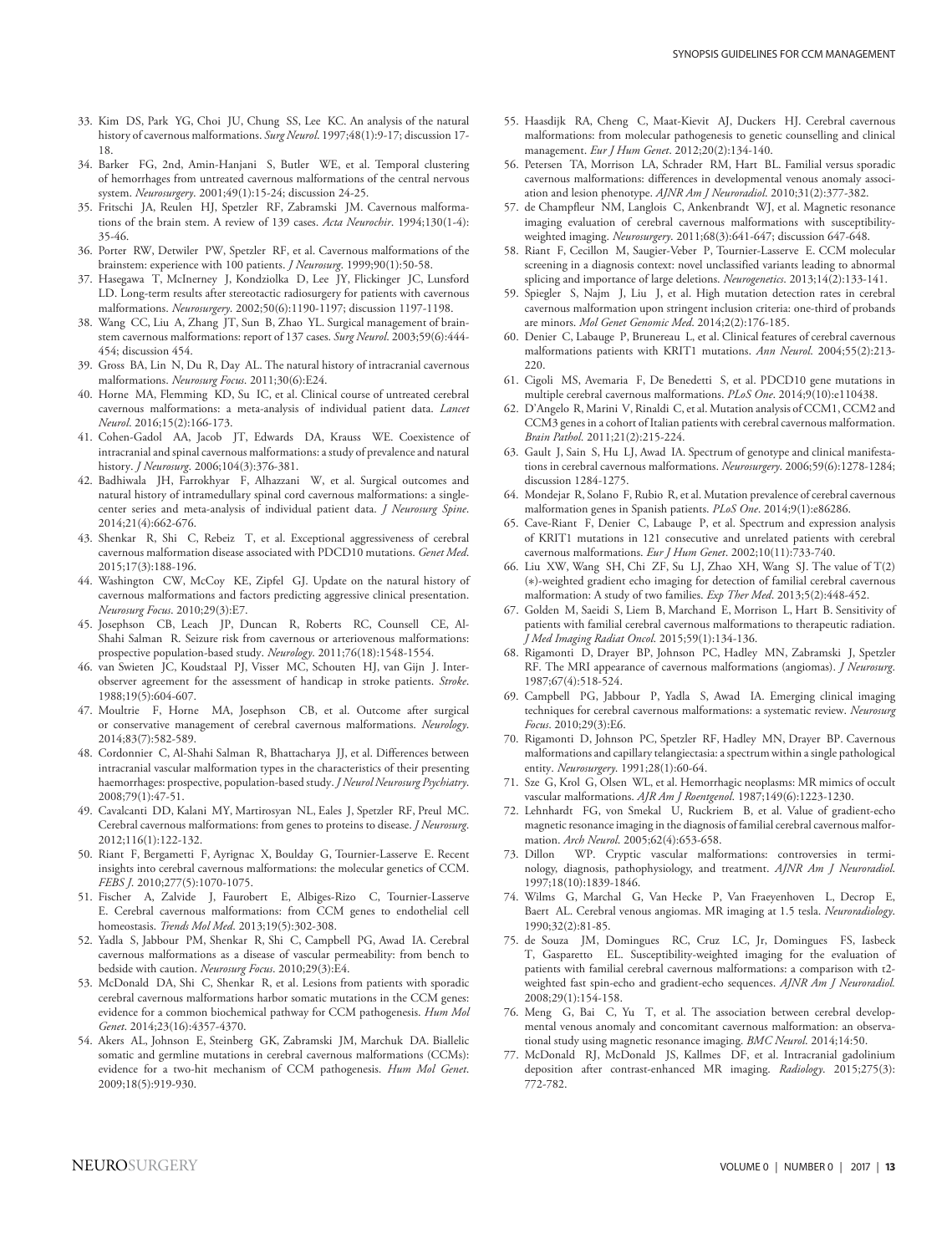33. Kim DS, Park YG, Choi JU, Chung SS, Lee KC. An analysis of the natural history of cavernous malformations. *Surg Neurol*. 1997;48(1):9-17; discussion 17-18.
34. Barker FG, 2nd, Amin-Hanjani S, Butler WE, et al. Temporal clustering of hemorrhages from untreated cavernous malformations of the central nervous system. *Neurosurgery*. 2001;49(1):15-24; discussion 24-25.
35. Fritschi JA, Reulen HJ, Spetzler RF, Zabramski JM. Cavernous malformations of the brain stem. A review of 139 cases. *Acta Neurochir*. 1994;130(1-4): 35-46.
36. Porter RW, Detwiler PW, Spetzler RF, et al. Cavernous malformations of the brainstem: experience with 100 patients. *J Neurosurg*. 1999;90(1):50-58.
37. Hasegawa T, McInerney J, Kondziolka D, Lee JY, Flickinger JC, Lunsford LD. Long-term results after stereotactic radiosurgery for patients with cavernous malformations. *Neurosurgery*. 2002;50(6):1190-1197; discussion 1197-1198.
38. Wang CC, Liu A, Zhang JT, Sun B, Zhao YL. Surgical management of brainstem cavernous malformations: report of 137 cases. *Surg Neurol*. 2003;59(6):444-454; discussion 454.
39. Gross BA, Lin N, Du R, Day AL. The natural history of intracranial cavernous malformations. *Neurosurg Focus*. 2011;30(6):E24.
40. Horne MA, Flemming KD, Su IC, et al. Clinical course of untreated cerebral cavernous malformations: a meta-analysis of individual patient data. *Lancet Neurol*. 2016;15(2):166-173.
41. Cohen-Gadol AA, Jacob JT, Edwards DA, Krauss WE. Coexistence of intracranial and spinal cavernous malformations: a study of prevalence and natural history. *J Neurosurg*. 2006;104(3):376-381.
42. Badhiwala JH, Farrokhyar F, Alhazzani W, et al. Surgical outcomes and natural history of intramedullary spinal cord cavernous malformations: a single-center series and meta-analysis of individual patient data. *J Neurosurg Spine*. 2014;21(4):662-676.
43. Shenkar R, Shi C, Rebeiz T, et al. Exceptional aggressiveness of cerebral cavernous malformation disease associated with PDCD10 mutations. *Genet Med*. 2015;17(3):188-196.
44. Washington CW, McCoy KE, Zipfel GJ. Update on the natural history of cavernous malformations and factors predicting aggressive clinical presentation. *Neurosurg Focus*. 2010;29(3):E7.
45. Josephson CB, Leach JP, Duncan R, Roberts RC, Counsell CE, Al-Shahi Salman R. Seizure risk from cavernous or arteriovenous malformations: prospective population-based study. *Neurology*. 2011;76(18):1548-1554.
46. van Swieten JC, Koudstaal PJ, Visser MC, Schouten HJ, van Gijn J. Inter-observer agreement for the assessment of handicap in stroke patients. *Stroke*. 1988;19(5):604-607.
47. Moultrie F, Horne MA, Josephson CB, et al. Outcome after surgical or conservative management of cerebral cavernous malformations. *Neurology*. 2014;83(7):582-589.
48. Cordonnier C, Al-Shahi Salman R, Bhattacharya JJ, et al. Differences between intracranial vascular malformation types in the characteristics of their presenting haemorrhages: prospective, population-based study. *J Neurol Neurosurg Psychiatry*. 2008;79(1):47-51.
49. Cavalcanti DD, Kalani MY, Martirosyan NL, Eales J, Spetzler RF, Preul MC. Cerebral cavernous malformations: from genes to proteins to disease. *J Neurosurg*. 2012;116(1):122-132.
50. Riant F, Bergametti F, Ayrignac X, Boulday G, Tournier-Lasserve E. Recent insights into cerebral cavernous malformations: the molecular genetics of CCM. *FEBS J*. 2010;277(5):1070-1075.
51. Fischer A, Zalvide J, Faurobert E, Albiges-Rizo C, Tournier-Lasserve E. Cerebral cavernous malformations: from CCM genes to endothelial cell homeostasis. *Trends Mol Med*. 2013;19(5):302-308.
52. Yadla S, Jabbour PM, Shenkar R, Shi C, Campbell PG, Awad IA. Cerebral cavernous malformations as a disease of vascular permeability: from bench to bedside with caution. *Neurosurg Focus*. 2010;29(3):E4.
53. McDonald DA, Shi C, Shenkar R, et al. Lesions from patients with sporadic cerebral cavernous malformations harbor somatic mutations in the CCM genes: evidence for a common biochemical pathway for CCM pathogenesis. *Hum Mol Genet*. 2014;23(16):4357-4370.
54. Akers AL, Johnson E, Steinberg GK, Zabramski JM, Marchuk DA. Biallelic somatic and germline mutations in cerebral cavernous malformations (CCMs): evidence for a two-hit mechanism of CCM pathogenesis. *Hum Mol Genet*. 2009;18(5):919-930.
55. Haasdijk RA, Cheng C, Maat-Kievit AJ, Duckers HJ. Cerebral cavernous malformations: from molecular pathogenesis to genetic counselling and clinical management. *Eur J Hum Genet*. 2012;20(2):134-140.
56. Petersen TA, Morrison LA, Schrader RM, Hart BL. Familial versus sporadic cavernous malformations: differences in developmental venous anomaly association and lesion phenotype. *AJNR Am J Neuroradiol*. 2010;31(2):377-382.
57. de Champfleur NM, Langlois C, Ankenbrandt WJ, et al. Magnetic resonance imaging evaluation of cerebral cavernous malformations with susceptibility-weighted imaging. *Neurosurgery*. 2011;68(3):641-647; discussion 647-648.
58. Riant F, Cecillon M, Saugier-Veber P, Tournier-Lasserve E. CCM molecular screening in a diagnosis context: novel unclassified variants leading to abnormal splicing and importance of large deletions. *Neurogenetics*. 2013;14(2):133-141.
59. Spiegler S, Najm J, Liu J, et al. High mutation detection rates in cerebral cavernous malformation upon stringent inclusion criteria: one-third of probands are minors. *Mol Genet Genomic Med*. 2014;2(2):176-185.
60. Denier C, Labauge P, Brunereau L, et al. Clinical features of cerebral cavernous malformations patients with KRIT1 mutations. *Ann Neurol*. 2004;55(2):213-220.
61. Cigoli MS, Avemaria F, De Benedetti S, et al. PDCD10 gene mutations in multiple cerebral cavernous malformations. *PLoS One*. 2014;9(10):e110438.
62. D'Angelo R, Marini V, Rinaldi C, et al. Mutation analysis of CCM1, CCM2 and CCM3 genes in a cohort of Italian patients with cerebral cavernous malformation. *Brain Pathol*. 2011;21(2):215-224.
63. Gault J, Sain S, Hu LJ, Awad IA. Spectrum of genotype and clinical manifestations in cerebral cavernous malformations. *Neurosurgery*. 2006;59(6):1278-1284; discussion 1284-1275.
64. Mondejar R, Solano F, Rubio R, et al. Mutation prevalence of cerebral cavernous malformation genes in Spanish patients. *PLoS One*. 2014;9(1):e86286.
65. Cave-Riant F, Denier C, Labauge P, et al. Spectrum and expression analysis of KRIT1 mutations in 121 consecutive and unrelated patients with cerebral cavernous malformations. *Eur J Hum Genet*. 2002;10(11):733-740.
66. Liu XW, Wang SH, Chi ZF, Su LJ, Zhao XH, Wang SJ. The value of T(2) (*)-weighted gradient echo imaging for detection of familial cerebral cavernous malformation: A study of two families. *Exp Ther Med*. 2013;5(2):448-452.
67. Golden M, Saeidi S, Liem B, Marchand E, Morrison L, Hart B. Sensitivity of patients with familial cerebral cavernous malformations to therapeutic radiation. *J Med Imaging Radiat Oncol*. 2015;59(1):134-136.
68. Rigamonti D, Drayer BP, Johnson PC, Hadley MN, Zabramski J, Spetzler RF. The MRI appearance of cavernous malformations (angiomas). *J Neurosurg*. 1987;67(4):518-524.
69. Campbell PG, Jabbour P, Yadla S, Awad IA. Emerging clinical imaging techniques for cerebral cavernous malformations: a systematic review. *Neurosurg Focus*. 2010;29(3):E6.
70. Rigamonti D, Johnson PC, Spetzler RF, Hadley MN, Drayer BP. Cavernous malformations and capillary telangiectasia: a spectrum within a single pathological entity. *Neurosurgery*. 1991;28(1):60-64.
71. Sze G, Krol G, Olsen WL, et al. Hemorrhagic neoplasms: MR mimics of occult vascular malformations. *AJR Am J Roentgenol*. 1987;149(6):1223-1230.
72. Lehnhardt FG, von Smekal U, Ruckriem B, et al. Value of gradient-echo magnetic resonance imaging in the diagnosis of familial cerebral cavernous malformation. *Arch Neurol*. 2005;62(4):653-658.
73. Dillon WP. Cryptic vascular malformations: controversies in terminology, diagnosis, pathophysiology, and treatment. *AJNR Am J Neuroradiol*. 1997;18(10):1839-1846.
74. Wilms G, Marchal G, Van Hecke P, Van Fraeyenhoven L, Decrop E, Baert AL. Cerebral venous angiomas. MR imaging at 1.5 tesla. *Neuroradiology*. 1990;32(2):81-85.
75. de Souza JM, Domingues RC, Cruz LC, Jr, Domingues FS, Iasbeck T, Gasparetto EL. Susceptibility-weighted imaging for the evaluation of patients with familial cerebral cavernous malformations: a comparison with t2-weighted fast spin-echo and gradient-echo sequences. *AJNR Am J Neuroradiol*. 2008;29(1):154-158.
76. Meng G, Bai C, Yu T, et al. The association between cerebral developmental venous anomaly and concomitant cavernous malformation: an observational study using magnetic resonance imaging. *BMC Neurol*. 2014;14:50.
77. McDonald RJ, McDonald JS, Kallmes DF, et al. Intracranial gadolinium deposition after contrast-enhanced MR imaging. *Radiology*. 2015;275(3): 772-782.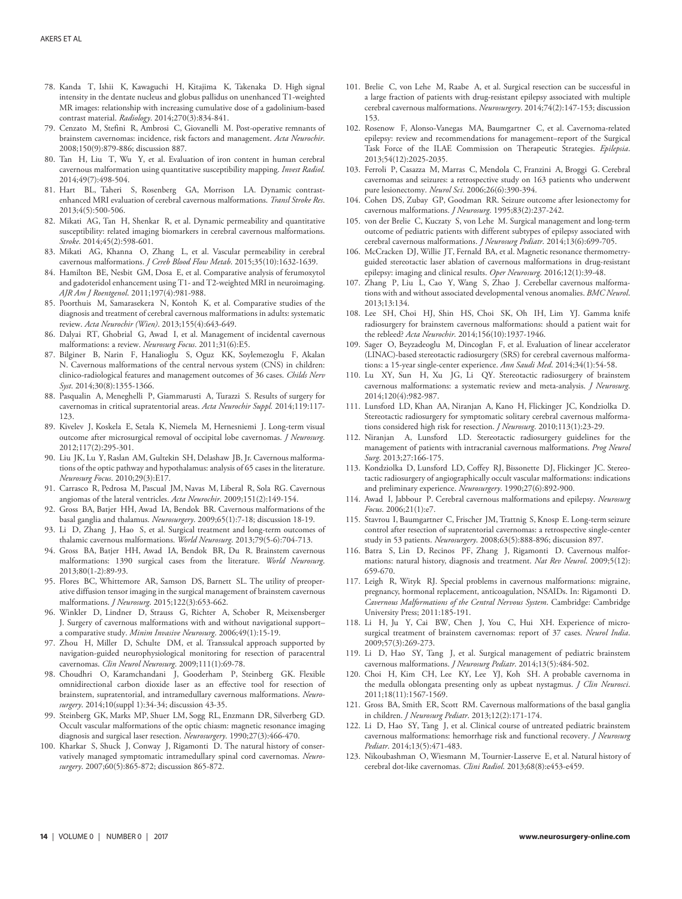78. Kanda T, Ishii K, Kawaguchi H, Kitajima K, Takenaka D. High signal intensity in the dentate nucleus and globus pallidus on unenhanced T1-weighted MR images: relationship with increasing cumulative dose of a gadolinium-based contrast material. *Radiology*. 2014;270(3):834-841.
79. Cenzato M, Stefini R, Ambrosi C, Giovanelli M. Post-operative remnants of brainstem cavernomas: incidence, risk factors and management. *Acta Neurochir*. 2008;150(9):879-886; discussion 887.
80. Tan H, Liu T, Wu Y, et al. Evaluation of iron content in human cerebral cavernous malformation using quantitative susceptibility mapping. *Invest Radiol*. 2014;49(7):498-504.
81. Hart BL, Taheri S, Rosenberg GA, Morrison LA. Dynamic contrast-enhanced MRI evaluation of cerebral cavernous malformations. *Transl Stroke Res*. 2013;4(5):500-506.
82. Mikati AG, Tan H, Shenkar R, et al. Dynamic permeability and quantitative susceptibility: related imaging biomarkers in cerebral cavernous malformations. *Stroke*. 2014;45(2):598-601.
83. Mikati AG, Khanna O, Zhang L, et al. Vascular permeability in cerebral cavernous malformations. *J Cereb Blood Flow Metab*. 2015;35(10):1632-1639.
84. Hamilton BE, Nesbit GM, Dosa E, et al. Comparative analysis of ferumoxytol and gadoteridol enhancement using T1- and T2-weighted MRI in neuroimaging. *AJR Am J Roentgenol*. 2011;197(4):981-988.
85. Poorthuis M, Samarasekera N, Kontoh K, et al. Comparative studies of the diagnosis and treatment of cerebral cavernous malformations in adults: systematic review. *Acta Neurochir (Wien)*. 2013;155(4):643-649.
86. Dalyai RT, Ghobrial G, Awad I, et al. Management of incidental cavernous malformations: a review. *Neurosurg Focus*. 2011;31(6):E5.
87. Bilginer B, Narin F, Hanalioglu S, Oguz KK, Soylemezoglu F, Akalan N. Cavernous malformations of the central nervous system (CNS) in children: clinico-radiological features and management outcomes of 36 cases. *Childs Nerv Syst*. 2014;30(8):1355-1366.
88. Pasqualin A, Meneghelli P, Giammarusti A, Turazzi S. Results of surgery for cavernomas in critical supratentorial areas. *Acta Neurochir Suppl.* 2014;119:117-123.
89. Kivelev J, Koskela E, Setala K, Niemela M, Hernesniemi J. Long-term visual outcome after microsurgical removal of occipital lobe cavernomas. *J Neurosurg*. 2012;117(2):295-301.
90. Liu JK, Lu Y, Raslan AM, Gultekin SH, Delashaw JB, Jr. Cavernous malformations of the optic pathway and hypothalamus: analysis of 65 cases in the literature. *Neurosurg Focus*. 2010;29(3):E17.
91. Carrasco R, Pedrosa M, Pascual JM, Navas M, Liberal R, Sola RG. Cavernous angiomas of the lateral ventricles. *Acta Neurochir*. 2009;151(2):149-154.
92. Gross BA, Batjer HH, Awad IA, Bendok BR. Cavernous malformations of the basal ganglia and thalamus. *Neurosurgery*. 2009;65(1):7-18; discussion 18-19.
93. Li D, Zhang J, Hao S, et al. Surgical treatment and long-term outcomes of thalamic cavernous malformations. *World Neurosurg*. 2013;79(5-6):704-713.
94. Gross BA, Batjer HH, Awad IA, Bendok BR, Du R. Brainstem cavernous malformations: 1390 surgical cases from the literature. *World Neurosurg*. 2013;80(1-2):89-93.
95. Flores BC, Whittemore AR, Samson DS, Barnett SL. The utility of preoperative diffusion tensor imaging in the surgical management of brainstem cavernous malformations. *J Neurosurg*. 2015;122(3):653-662.
96. Winkler D, Lindner D, Strauss G, Richter A, Schober R, Meixensberger J. Surgery of cavernous malformations with and without navigational support–a comparative study. *Minim Invasive Neurosurg*. 2006;49(1):15-19.
97. Zhou H, Miller D, Schulte DM, et al. Transsulcal approach supported by navigation-guided neurophysiological monitoring for resection of paracentral cavernomas. *Clin Neurol Neurosurg*. 2009;111(1):69-78.
98. Choudhri O, Karamchandani J, Gooderham P, Steinberg GK. Flexible omnidirectional carbon dioxide laser as an effective tool for resection of brainstem, supratentorial, and intramedullary cavernous malformations. *Neurosurgery*. 2014;10(suppl 1):34-34; discussion 43-35.
99. Steinberg GK, Marks MP, Shuer LM, Sogg RL, Enzmann DR, Silverberg GD. Occult vascular malformations of the optic chiasm: magnetic resonance imaging diagnosis and surgical laser resection. *Neurosurgery*. 1990;27(3):466-470.
100. Kharkar S, Shuck J, Conway J, Rigamonti D. The natural history of conservatively managed symptomatic intramedullary spinal cord cavernomas. *Neurosurgery*. 2007;60(5):865-872; discussion 865-872.
101. Brelie C, von Lehe M, Raabe A, et al. Surgical resection can be successful in a large fraction of patients with drug-resistant epilepsy associated with multiple cerebral cavernous malformations. *Neurosurgery*. 2014;74(2):147-153; discussion 153.
102. Rosenow F, Alonso-Vanegas MA, Baumgartner C, et al. Cavernoma-related epilepsy: review and recommendations for management–report of the Surgical Task Force of the ILAE Commission on Therapeutic Strategies. *Epilepsia*. 2013;54(12):2025-2035.
103. Ferroli P, Casazza M, Marras C, Mendola C, Franzini A, Broggi G. Cerebral cavernomas and seizures: a retrospective study on 163 patients who underwent pure lesionectomy. *Neurol Sci*. 2006;26(6):390-394.
104. Cohen DS, Zubay GP, Goodman RR. Seizure outcome after lesionectomy for cavernous malformations. *J Neurosurg*. 1995;83(2):237-242.
105. von der Brelie C, Kuczaty S, von Lehe M. Surgical management and long-term outcome of pediatric patients with different subtypes of epilepsy associated with cerebral cavernous malformations. *J Neurosurg Pediatr*. 2014;13(6):699-705.
106. McCracken DJ, Willie JT, Fernald BA, et al. Magnetic resonance thermometry-guided stereotactic laser ablation of cavernous malformations in drug-resistant epilepsy: imaging and clinical results. *Oper Neurosurg*. 2016;12(1):39-48.
107. Zhang P, Liu L, Cao Y, Wang S, Zhao J. Cerebellar cavernous malformations with and without associated developmental venous anomalies. *BMC Neurol*. 2013;13:134.
108. Lee SH, Choi HJ, Shin HS, Choi SK, Oh IH, Lim YJ. Gamma knife radiosurgery for brainstem cavernous malformations: should a patient wait for the rebleed? *Acta Neurochir*. 2014;156(10):1937-1946.
109. Sager O, Beyzadeoglu M, Dincoglan F, et al. Evaluation of linear accelerator (LINAC)-based stereotactic radiosurgery (SRS) for cerebral cavernous malformations: a 15-year single-center experience. *Ann Saudi Med*. 2014;34(1):54-58.
110. Lu XY, Sun H, Xu JG, Li QY. Stereotactic radiosurgery of brainstem cavernous malformations: a systematic review and meta-analysis. *J Neurosurg*. 2014;120(4):982-987.
111. Lunsford LD, Khan AA, Niranjan A, Kano H, Flickinger JC, Kondziolka D. Stereotactic radiosurgery for symptomatic solitary cerebral cavernous malformations considered high risk for resection. *J Neurosurg*. 2010;113(1):23-29.
112. Niranjan A, Lunsford LD. Stereotactic radiosurgery guidelines for the management of patients with intracranial cavernous malformations. *Prog Neurol Surg*. 2013;27:166-175.
113. Kondziolka D, Lunsford LD, Coffey RJ, Bissonette DJ, Flickinger JC. Stereotactic radiosurgery of angiographically occult vascular malformations: indications and preliminary experience. *Neurosurgery*. 1990;27(6):892-900.
114. Awad I, Jabbour P. Cerebral cavernous malformations and epilepsy. *Neurosurg Focus*. 2006;21(1):e7.
115. Stavrou I, Baumgartner C, Frischer JM, Trattnig S, Knosp E. Long-term seizure control after resection of supratentorial cavernomas: a retrospective single-center study in 53 patients. *Neurosurgery*. 2008;63(5):888-896; discussion 897.
116. Batra S, Lin D, Recinos PF, Zhang J, Rigamonti D. Cavernous malformations: natural history, diagnosis and treatment. *Nat Rev Neurol*. 2009;5(12): 659-670.
117. Leigh R, Wityk RJ. Special problems in cavernous malformations: migraine, pregnancy, hormonal replacement, anticoagulation, NSAIDs. In: Rigamonti D. *Cavernous Malformations of the Central Nervous System*. Cambridge: Cambridge University Press; 2011:185-191.
118. Li H, Ju Y, Cai BW, Chen J, You C, Hui XH. Experience of microsurgical treatment of brainstem cavernomas: report of 37 cases. *Neurol India*. 2009;57(3):269-273.
119. Li D, Hao SY, Tang J, et al. Surgical management of pediatric brainstem cavernous malformations. *J Neurosurg Pediatr*. 2014;13(5):484-502.
120. Choi H, Kim CH, Lee KY, Lee YJ, Koh SH. A probable cavernoma in the medulla oblongata presenting only as upbeat nystagmus. *J Clin Neurosci*. 2011;18(11):1567-1569.
121. Gross BA, Smith ER, Scott RM. Cavernous malformations of the basal ganglia in children. *J Neurosurg Pediatr*. 2013;12(2):171-174.
122. Li D, Hao SY, Tang J, et al. Clinical course of untreated pediatric brainstem cavernous malformations: hemorrhage risk and functional recovery. *J Neurosurg Pediatr*. 2014;13(5):471-483.
123. Nikoubashman O, Wiesmann M, Tournier-Lasserve E, et al. Natural history of cerebral dot-like cavernomas. *Clini Radiol*. 2013;68(8):e453-e459.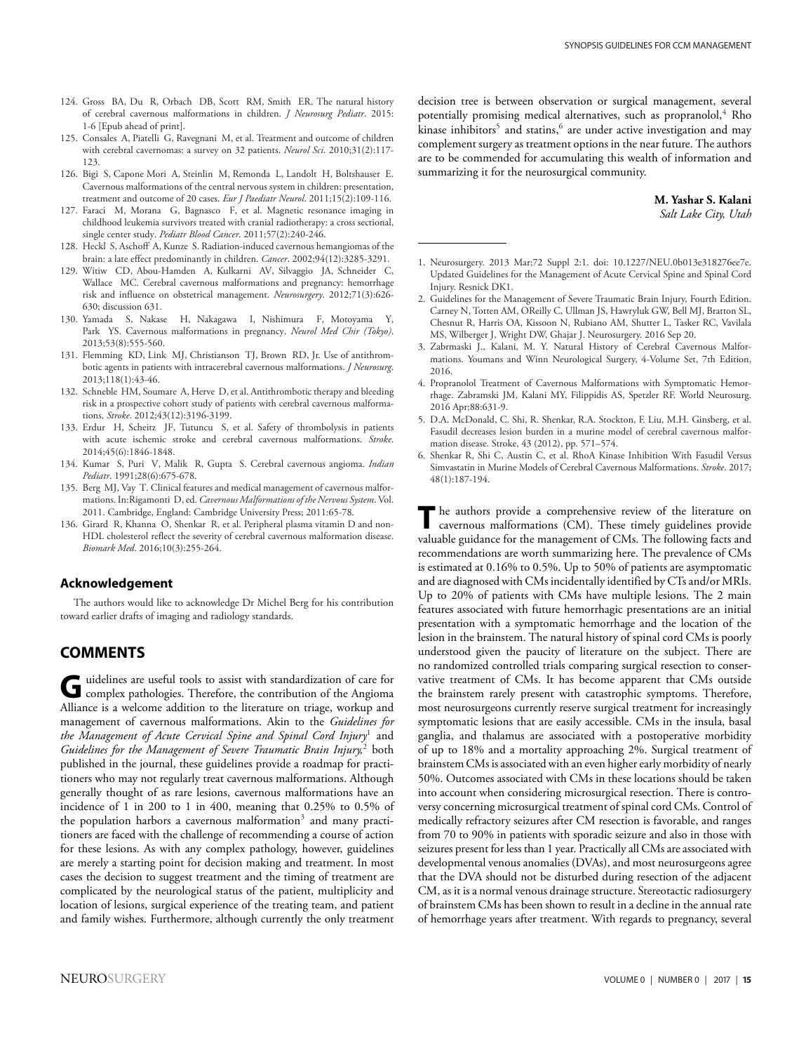124. Gross BA, Du R, Orbach DB, Scott RM, Smith ER. The natural history of cerebral cavernous malformations in children. *J Neurosurg Pediatr*. 2015: 1-6 [Epub ahead of print].
125. Consales A, Piatelli G, Ravegnani M, et al. Treatment and outcome of children with cerebral cavernomas: a survey on 32 patients. *Neurol Sci*. 2010;31(2):117-123.
126. Bigi S, Capone Mori A, Steinlin M, Remonda L, Landolt H, Boltshauser E. Cavernous malformations of the central nervous system in children: presentation, treatment and outcome of 20 cases. *Eur J Paediatr Neurol*. 2011;15(2):109-116.
127. Faraci M, Morana G, Bagnasco F, et al. Magnetic resonance imaging in childhood leukemia survivors treated with cranial radiotherapy: a cross sectional, single center study. *Pediatr Blood Cancer*. 2011;57(2):240-246.
128. Heckl S, Aschoff A, Kunze S. Radiation-induced cavernous hemangiomas of the brain: a late effect predominantly in children. *Cancer*. 2002;94(12):3285-3291.
129. Witiw CD, Abou-Hamden A, Kulkarni AV, Silvaggio JA, Schneider C, Wallace MC. Cerebral cavernous malformations and pregnancy: hemorrhage risk and influence on obstetrical management. *Neurosurgery*. 2012;71(3):626-630; discussion 631.
130. Yamada S, Nakase H, Nakagawa I, Nishimura F, Motoyama Y, Park YS. Cavernous malformations in pregnancy. *Neurol Med Chir (Tokyo)*. 2013;53(8):555-560.
131. Flemming KD, Link MJ, Christianson TJ, Brown RD, Jr. Use of antithrombotic agents in patients with intracerebral cavernous malformations. *J Neurosurg*. 2013;118(1):43-46.
132. Schneble HM, Soumare A, Herve D, et al. Antithrombotic therapy and bleeding risk in a prospective cohort study of patients with cerebral cavernous malformations. *Stroke*. 2012;43(12):3196-3199.
133. Erdur H, Scheitz JF, Tutuncu S, et al. Safety of thrombolysis in patients with acute ischemic stroke and cerebral cavernous malformations. *Stroke*. 2014;45(6):1846-1848.
134. Kumar S, Puri V, Malik R, Gupta S. Cerebral cavernous angioma. *Indian Pediatr*. 1991;28(6):675-678.
135. Berg MJ, Vay T. Clinical features and medical management of cavernous malformations. In:Rigamonti D, ed. *Cavernous Malformations of the Nervous System*. Vol. 2011. Cambridge, England: Cambridge University Press; 2011:65-78.
136. Girard R, Khanna O, Shenkar R, et al. Peripheral plasma vitamin D and non-HDL cholesterol reflect the severity of cerebral cavernous malformation disease. *Biomark Med*. 2016;10(3):255-264.

## Acknowledgement

The authors would like to acknowledge Dr Michel Berg for his contribution toward earlier drafts of imaging and radiology standards.

## COMMENTS

Guidelines are useful tools to assist with standardization of care for complex pathologies. Therefore, the contribution of the Angioma Alliance is a welcome addition to the literature on triage, workup and management of cavernous malformations. Akin to the *Guidelines for the Management of Acute Cervical Spine and Spinal Cord Injury*[1] and *Guidelines for the Management of Severe Traumatic Brain Injury*,[2] both published in the journal, these guidelines provide a roadmap for practitioners who may not regularly treat cavernous malformations. Although generally thought of as rare lesions, cavernous malformations have an incidence of 1 in 200 to 1 in 400, meaning that 0.25% to 0.5% of the population harbors a cavernous malformation[3] and many practitioners are faced with the challenge of recommending a course of action for these lesions. As with any complex pathology, however, guidelines are merely a starting point for decision making and treatment. In most cases the decision to suggest treatment and the timing of treatment are complicated by the neurological status of the patient, multiplicity and location of lesions, surgical experience of the treating team, and patient and family wishes. Furthermore, although currently the only treatment decision tree is between observation or surgical management, several potentially promising medical alternatives, such as propranolol,[4] Rho kinase inhibitors[5] and statins,[6] are under active investigation and may complement surgery as treatment options in the near future. The authors are to be commended for accumulating this wealth of information and summarizing it for the neurosurgical community.

**M. Yashar S. Kalani**
*Salt Lake City, Utah*

1. Neurosurgery. 2013 Mar;72 Suppl 2:1. doi: 10.1227/NEU.0b013e318276ee7e. Updated Guidelines for the Management of Acute Cervical Spine and Spinal Cord Injury. Resnick DK1.
2. Guidelines for the Management of Severe Traumatic Brain Injury, Fourth Edition. Carney N, Totten AM, OReilly C, Ullman JS, Hawryluk GW, Bell MJ, Bratton SL, Chesnut R, Harris OA, Kissoon N, Rubiano AM, Shutter L, Tasker RC, Vavilala MS, Wilberger J, Wright DW, Ghajar J. Neurosurgery. 2016 Sep 20.
3. Zabrmaski J., Kalani, M. Y. Natural History of Cerebral Cavernous Malformations. Youmans and Winn Neurological Surgery, 4-Volume Set, 7th Edition, 2016.
4. Propranolol Treatment of Cavernous Malformations with Symptomatic Hemorrhage. Zabramski JM, Kalani MY, Filippidis AS, Spetzler RF. World Neurosurg. 2016 Apr;88:631-9.
5. D.A. McDonald, C. Shi, R. Shenkar, R.A. Stockton, F. Liu, M.H. Ginsberg, et al. Fasudil decreases lesion burden in a murine model of cerebral cavernous malformation disease. Stroke, 43 (2012), pp. 571–574.
6. Shenkar R, Shi C, Austin C, et al. RhoA Kinase Inhibition With Fasudil Versus Simvastatin in Murine Models of Cerebral Cavernous Malformations. *Stroke*. 2017; 48(1):187-194.

The authors provide a comprehensive review of the literature on cavernous malformations (CM). These timely guidelines provide valuable guidance for the management of CMs. The following facts and recommendations are worth summarizing here. The prevalence of CMs is estimated at 0.16% to 0.5%. Up to 50% of patients are asymptomatic and are diagnosed with CMs incidentally identified by CTs and/or MRIs. Up to 20% of patients with CMs have multiple lesions. The 2 main features associated with future hemorrhagic presentations are an initial presentation with a symptomatic hemorrhage and the location of the lesion in the brainstem. The natural history of spinal cord CMs is poorly understood given the paucity of literature on the subject. There are no randomized controlled trials comparing surgical resection to conservative treatment of CMs. It has become apparent that CMs outside the brainstem rarely present with catastrophic symptoms. Therefore, most neurosurgeons currently reserve surgical treatment for increasingly symptomatic lesions that are easily accessible. CMs in the insula, basal ganglia, and thalamus are associated with a postoperative morbidity of up to 18% and a mortality approaching 2%. Surgical treatment of brainstem CMs is associated with an even higher early morbidity of nearly 50%. Outcomes associated with CMs in these locations should be taken into account when considering microsurgical resection. There is controversy concerning microsurgical treatment of spinal cord CMs. Control of medically refractory seizures after CM resection is favorable, and ranges from 70 to 90% in patients with sporadic seizure and also in those with seizures present for less than 1 year. Practically all CMs are associated with developmental venous anomalies (DVAs), and most neurosurgeons agree that the DVA should not be disturbed during resection of the adjacent CM, as it is a normal venous drainage structure. Stereotactic radiosurgery of brainstem CMs has been shown to result in a decline in the annual rate of hemorrhage years after treatment. With regards to pregnancy, several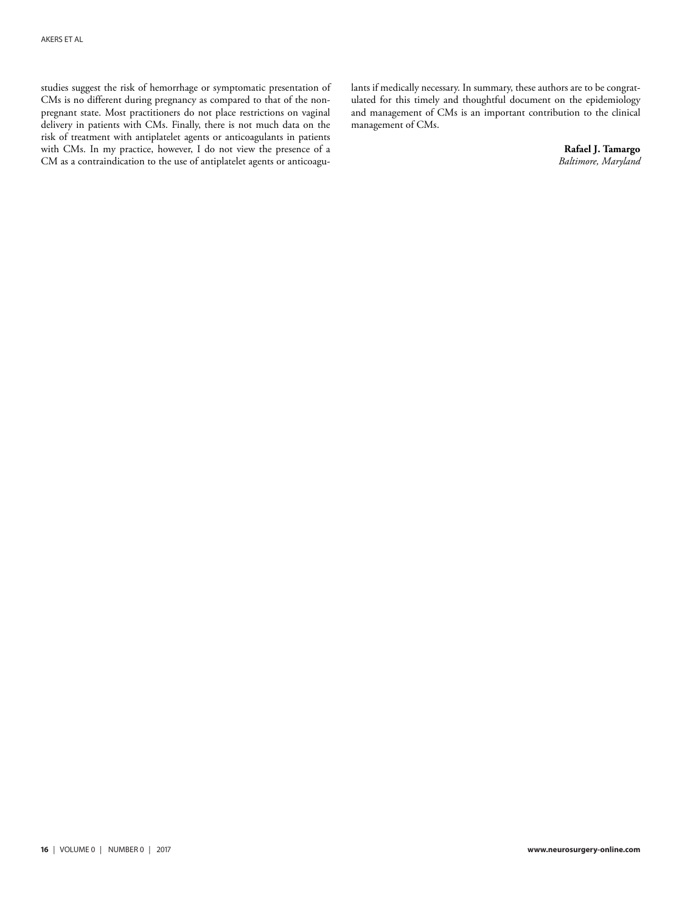studies suggest the risk of hemorrhage or symptomatic presentation of CMs is no different during pregnancy as compared to that of the nonpregnant state. Most practitioners do not place restrictions on vaginal delivery in patients with CMs. Finally, there is not much data on the risk of treatment with antiplatelet agents or anticoagulants in patients with CMs. In my practice, however, I do not view the presence of a CM as a contraindication to the use of antiplatelet agents or anticoagulants if medically necessary. In summary, these authors are to be congratulated for this timely and thoughtful document on the epidemiology and management of CMs is an important contribution to the clinical management of CMs.

**Rafael J. Tamargo**
*Baltimore, Maryland*